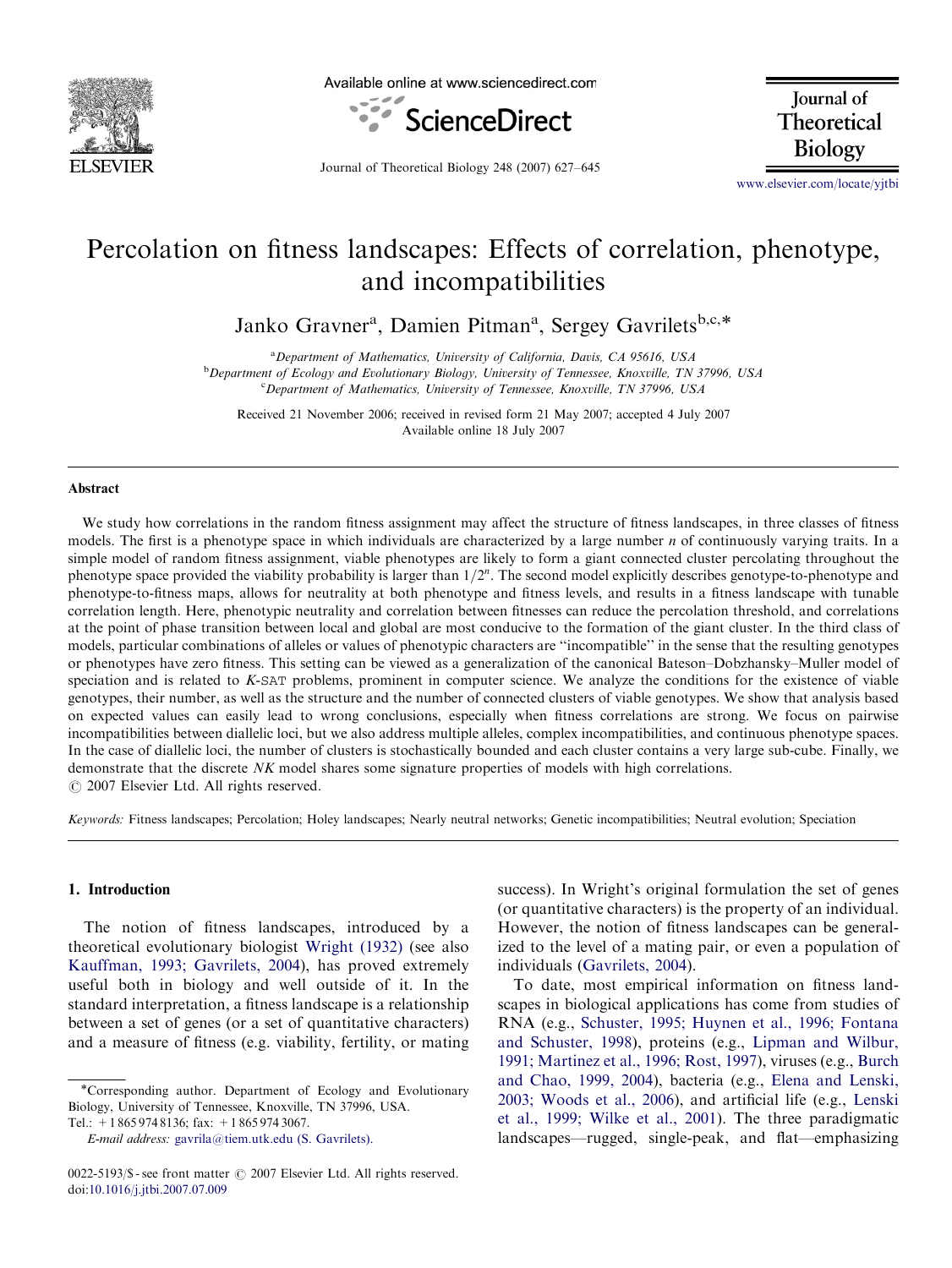# Percolation on fitness landscapes: Effects of correlation, phenotype, and incompatibilities

Janko Gravner[a], Damien Pitman[a], Sergey Gavrilets[b,c,*]

[a]Department of Mathematics, University of California, Davis, CA 95616, USA
[b]Department of Ecology and Evolutionary Biology, University of Tennessee, Knoxville, TN 37996, USA
[c]Department of Mathematics, University of Tennessee, Knoxville, TN 37996, USA

Received 21 November 2006; received in revised form 21 May 2007; accepted 4 July 2007
Available online 18 July 2007

## Abstract

We study how correlations in the random fitness assignment may affect the structure of fitness landscapes, in three classes of fitness models. The first is a phenotype space in which individuals are characterized by a large number $n$ of continuously varying traits. In a simple model of random fitness assignment, viable phenotypes are likely to form a giant connected cluster percolating throughout the phenotype space provided the viability probability is larger than $1/2^n$. The second model explicitly describes genotype-to-phenotype and phenotype-to-fitness maps, allows for neutrality at both phenotype and fitness levels, and results in a fitness landscape with tunable correlation length. Here, phenotypic neutrality and correlation between fitnesses can reduce the percolation threshold, and correlations at the point of phase transition between local and global are most conducive to the formation of the giant cluster. In the third class of models, particular combinations of alleles or values of phenotypic characters are "incompatible" in the sense that the resulting genotypes or phenotypes have zero fitness. This setting can be viewed as a generalization of the canonical Bateson–Dobzhansky–Muller model of speciation and is related to $K$-SAT problems, prominent in computer science. We analyze the conditions for the existence of viable genotypes, their number, as well as the structure and the number of connected clusters of viable genotypes. We show that analysis based on expected values can easily lead to wrong conclusions, especially when fitness correlations are strong. We focus on pairwise incompatibilities between diallelic loci, but we also address multiple alleles, complex incompatibilities, and continuous phenotype spaces. In the case of diallelic loci, the number of clusters is stochastically bounded and each cluster contains a very large sub-cube. Finally, we demonstrate that the discrete $NK$ model shares some signature properties of models with high correlations.
© 2007 Elsevier Ltd. All rights reserved.

*Keywords:* Fitness landscapes; Percolation; Holey landscapes; Nearly neutral networks; Genetic incompatibilities; Neutral evolution; Speciation

## 1. Introduction

The notion of fitness landscapes, introduced by a theoretical evolutionary biologist Wright (1932) (see also Kauffman, 1993; Gavrilets, 2004), has proved extremely useful both in biology and well outside of it. In the standard interpretation, a fitness landscape is a relationship between a set of genes (or a set of quantitative characters) and a measure of fitness (e.g. viability, fertility, or mating success). In Wright's original formulation the set of genes (or quantitative characters) is the property of an individual. However, the notion of fitness landscapes can be generalized to the level of a mating pair, or even a population of individuals (Gavrilets, 2004).

To date, most empirical information on fitness landscapes in biological applications has come from studies of RNA (e.g., Schuster, 1995; Huynen et al., 1996; Fontana and Schuster, 1998), proteins (e.g., Lipman and Wilbur, 1991; Martinez et al., 1996; Rost, 1997), viruses (e.g., Burch and Chao, 1999, 2004), bacteria (e.g., Elena and Lenski, 2003; Woods et al., 2006), and artificial life (e.g., Lenski et al., 1999; Wilke et al., 2001). The three paradigmatic landscapes—rugged, single-peak, and flat—emphasizing

*Corresponding author. Department of Ecology and Evolutionary Biology, University of Tennessee, Knoxville, TN 37996, USA. Tel.: +1 865 974 8136; fax: +1 865 974 3067.
*E-mail address:* gavrila@tiem.utk.edu (S. Gavrilets).

0022-5193/$ - see front matter © 2007 Elsevier Ltd. All rights reserved.
doi:10.1016/j.jtbi.2007.07.009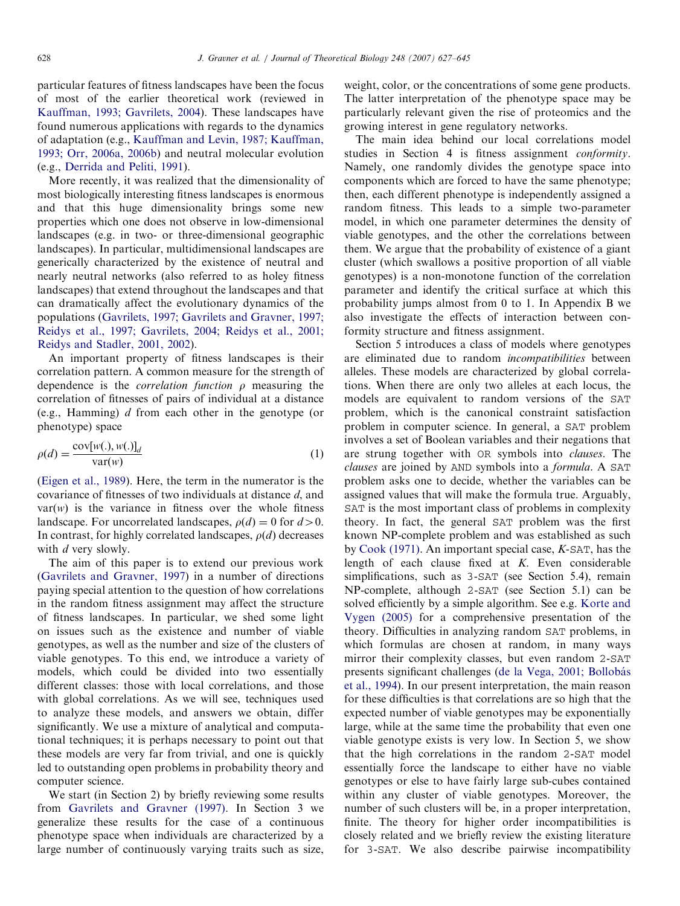particular features of fitness landscapes have been the focus of most of the earlier theoretical work (reviewed in Kauffman, 1993; Gavrilets, 2004). These landscapes have found numerous applications with regards to the dynamics of adaptation (e.g., Kauffman and Levin, 1987; Kauffman, 1993; Orr, 2006a, 2006b) and neutral molecular evolution (e.g., Derrida and Peliti, 1991).

More recently, it was realized that the dimensionality of most biologically interesting fitness landscapes is enormous and that this huge dimensionality brings some new properties which one does not observe in low-dimensional landscapes (e.g. in two- or three-dimensional geographic landscapes). In particular, multidimensional landscapes are generically characterized by the existence of neutral and nearly neutral networks (also referred to as holey fitness landscapes) that extend throughout the landscapes and that can dramatically affect the evolutionary dynamics of the populations (Gavrilets, 1997; Gavrilets and Gravner, 1997; Reidys et al., 1997; Gavrilets, 2004; Reidys et al., 2001; Reidys and Stadler, 2001, 2002).

An important property of fitness landscapes is their correlation pattern. A common measure for the strength of dependence is the *correlation function* $\rho$ measuring the correlation of fitnesses of pairs of individual at a distance (e.g., Hamming) $d$ from each other in the genotype (or phenotype) space

$$\rho(d) = \frac{\mathrm{cov}[w(.), w(.)]_d}{\mathrm{var}(w)} \tag{1}$$

(Eigen et al., 1989). Here, the term in the numerator is the covariance of fitnesses of two individuals at distance $d$, and $\mathrm{var}(w)$ is the variance in fitness over the whole fitness landscape. For uncorrelated landscapes, $\rho(d) = 0$ for $d > 0$. In contrast, for highly correlated landscapes, $\rho(d)$ decreases with $d$ very slowly.

The aim of this paper is to extend our previous work (Gavrilets and Gravner, 1997) in a number of directions paying special attention to the question of how correlations in the random fitness assignment may affect the structure of fitness landscapes. In particular, we shed some light on issues such as the existence and number of viable genotypes, as well as the number and size of the clusters of viable genotypes. To this end, we introduce a variety of models, which could be divided into two essentially different classes: those with local correlations, and those with global correlations. As we will see, techniques used to analyze these models, and answers we obtain, differ significantly. We use a mixture of analytical and computational techniques; it is perhaps necessary to point out that these models are very far from trivial, and one is quickly led to outstanding open problems in probability theory and computer science.

We start (in Section 2) by briefly reviewing some results from Gavrilets and Gravner (1997). In Section 3 we generalize these results for the case of a continuous phenotype space when individuals are characterized by a large number of continuously varying traits such as size, weight, color, or the concentrations of some gene products. The latter interpretation of the phenotype space may be particularly relevant given the rise of proteomics and the growing interest in gene regulatory networks.

The main idea behind our local correlations model studies in Section 4 is fitness assignment *conformity*. Namely, one randomly divides the genotype space into components which are forced to have the same phenotype; then, each different phenotype is independently assigned a random fitness. This leads to a simple two-parameter model, in which one parameter determines the density of viable genotypes, and the other the correlations between them. We argue that the probability of existence of a giant cluster (which swallows a positive proportion of all viable genotypes) is a non-monotone function of the correlation parameter and identify the critical surface at which this probability jumps almost from 0 to 1. In Appendix B we also investigate the effects of interaction between conformity structure and fitness assignment.

Section 5 introduces a class of models where genotypes are eliminated due to random *incompatibilities* between alleles. These models are characterized by global correlations. When there are only two alleles at each locus, the models are equivalent to random versions of the SAT problem, which is the canonical constraint satisfaction problem in computer science. In general, a SAT problem involves a set of Boolean variables and their negations that are strung together with OR symbols into *clauses*. The *clauses* are joined by AND symbols into a *formula*. A SAT problem asks one to decide, whether the variables can be assigned values that will make the formula true. Arguably, SAT is the most important class of problems in complexity theory. In fact, the general SAT problem was the first known NP-complete problem and was established as such by Cook (1971). An important special case, $K$-SAT, has the length of each clause fixed at $K$. Even considerable simplifications, such as 3-SAT (see Section 5.4), remain NP-complete, although 2-SAT (see Section 5.1) can be solved efficiently by a simple algorithm. See e.g. Korte and Vygen (2005) for a comprehensive presentation of the theory. Difficulties in analyzing random SAT problems, in which formulas are chosen at random, in many ways mirror their complexity classes, but even random 2-SAT presents significant challenges (de la Vega, 2001; Bollobás et al., 1994). In our present interpretation, the main reason for these difficulties is that correlations are so high that the expected number of viable genotypes may be exponentially large, while at the same time the probability that even one viable genotype exists is very low. In Section 5, we show that the high correlations in the random 2-SAT model essentially force the landscape to either have no viable genotypes or else to have fairly large sub-cubes contained within any cluster of viable genotypes. Moreover, the number of such clusters will be, in a proper interpretation, finite. The theory for higher order incompatibilities is closely related and we briefly review the existing literature for 3-SAT. We also describe pairwise incompatibility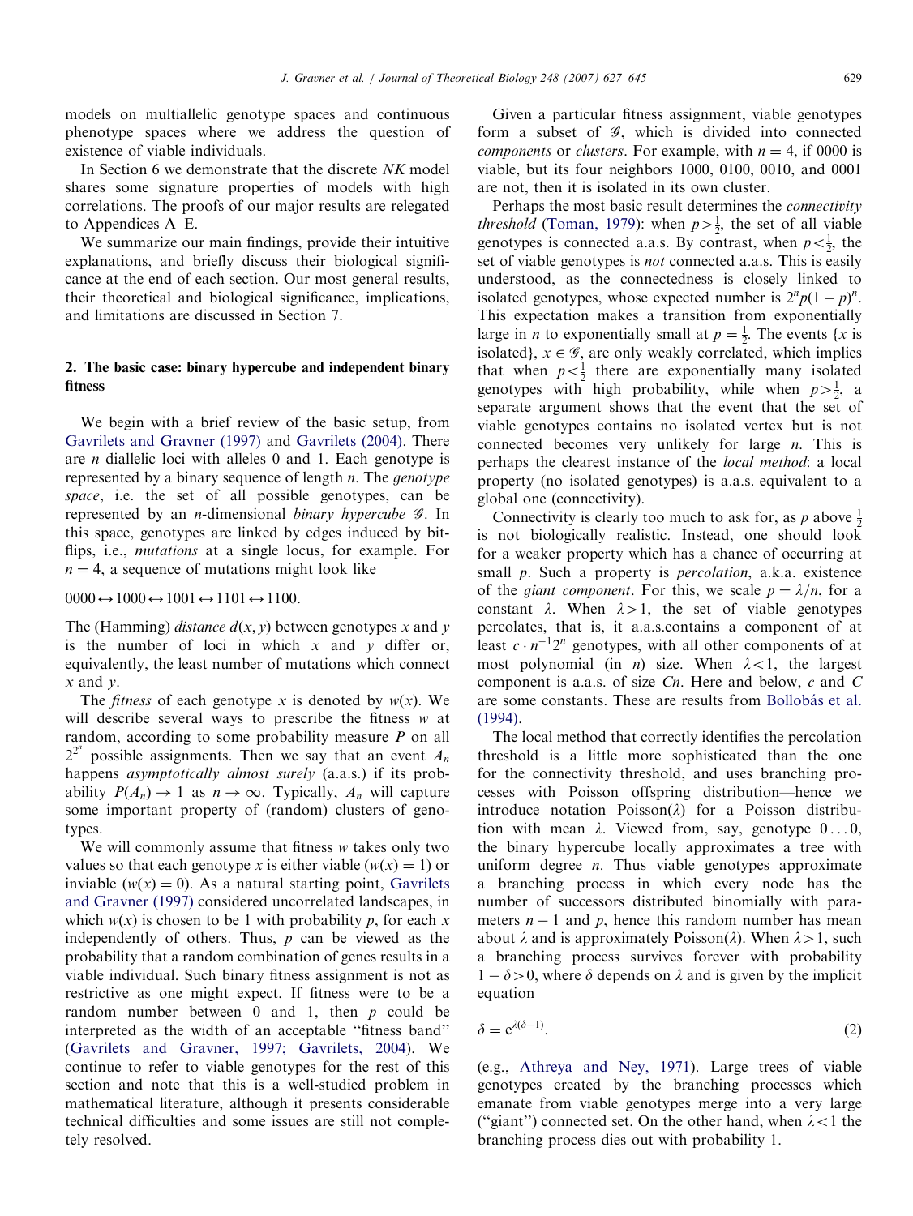models on multiallelic genotype spaces and continuous phenotype spaces where we address the question of existence of viable individuals.

In Section 6 we demonstrate that the discrete *NK* model shares some signature properties of models with high correlations. The proofs of our major results are relegated to Appendices A–E.

We summarize our main findings, provide their intuitive explanations, and briefly discuss their biological significance at the end of each section. Our most general results, their theoretical and biological significance, implications, and limitations are discussed in Section 7.

## 2. The basic case: binary hypercube and independent binary fitness

We begin with a brief review of the basic setup, from Gavrilets and Gravner (1997) and Gavrilets (2004). There are $n$ diallelic loci with alleles 0 and 1. Each genotype is represented by a binary sequence of length $n$. The *genotype space*, i.e. the set of all possible genotypes, can be represented by an $n$-dimensional *binary hypercube* $\mathcal{G}$. In this space, genotypes are linked by edges induced by bit-flips, i.e., *mutations* at a single locus, for example. For $n = 4$, a sequence of mutations might look like

$$0000 \leftrightarrow 1000 \leftrightarrow 1001 \leftrightarrow 1101 \leftrightarrow 1100.$$

The (Hamming) *distance* $d(x, y)$ between genotypes $x$ and $y$ is the number of loci in which $x$ and $y$ differ or, equivalently, the least number of mutations which connect $x$ and $y$.

The *fitness* of each genotype $x$ is denoted by $w(x)$. We will describe several ways to prescribe the fitness $w$ at random, according to some probability measure $P$ on all $2^{2^n}$ possible assignments. Then we say that an event $A_n$ happens *asymptotically almost surely* (a.a.s.) if its probability $P(A_n) \to 1$ as $n \to \infty$. Typically, $A_n$ will capture some important property of (random) clusters of genotypes.

We will commonly assume that fitness $w$ takes only two values so that each genotype $x$ is either viable ($w(x) = 1$) or inviable ($w(x) = 0$). As a natural starting point, Gavrilets and Gravner (1997) considered uncorrelated landscapes, in which $w(x)$ is chosen to be 1 with probability $p$, for each $x$ independently of others. Thus, $p$ can be viewed as the probability that a random combination of genes results in a viable individual. Such binary fitness assignment is not as restrictive as one might expect. If fitness were to be a random number between 0 and 1, then $p$ could be interpreted as the width of an acceptable "fitness band" (Gavrilets and Gravner, 1997; Gavrilets, 2004). We continue to refer to viable genotypes for the rest of this section and note that this is a well-studied problem in mathematical literature, although it presents considerable technical difficulties and some issues are still not completely resolved.

Given a particular fitness assignment, viable genotypes form a subset of $\mathcal{G}$, which is divided into connected *components* or *clusters*. For example, with $n = 4$, if 0000 is viable, but its four neighbors 1000, 0100, 0010, and 0001 are not, then it is isolated in its own cluster.

Perhaps the most basic result determines the *connectivity threshold* (Toman, 1979): when $p > \frac{1}{2}$, the set of all viable genotypes is connected a.a.s. By contrast, when $p < \frac{1}{2}$, the set of viable genotypes is *not* connected a.a.s. This is easily understood, as the connectedness is closely linked to isolated genotypes, whose expected number is $2^n p(1 - p)^n$. This expectation makes a transition from exponentially large in $n$ to exponentially small at $p = \frac{1}{2}$. The events $\{x$ is isolated$\}$, $x \in \mathcal{G}$, are only weakly correlated, which implies that when $p < \frac{1}{2}$ there are exponentially many isolated genotypes with high probability, while when $p > \frac{1}{2}$, a separate argument shows that the event that the set of viable genotypes contains no isolated vertex but is not connected becomes very unlikely for large $n$. This is perhaps the clearest instance of the *local method*: a local property (no isolated genotypes) is a.a.s. equivalent to a global one (connectivity).

Connectivity is clearly too much to ask for, as $p$ above $\frac{1}{2}$ is not biologically realistic. Instead, one should look for a weaker property which has a chance of occurring at small $p$. Such a property is *percolation*, a.k.a. existence of the *giant component*. For this, we scale $p = \lambda/n$, for a constant $\lambda$. When $\lambda > 1$, the set of viable genotypes percolates, that is, it a.a.s.contains a component of at least $c \cdot n^{-1} 2^n$ genotypes, with all other components of at most polynomial (in $n$) size. When $\lambda < 1$, the largest component is a.a.s. of size $Cn$. Here and below, $c$ and $C$ are some constants. These are results from Bollobás et al. (1994).

The local method that correctly identifies the percolation threshold is a little more sophisticated than the one for the connectivity threshold, and uses branching processes with Poisson offspring distribution—hence we introduce notation Poisson($\lambda$) for a Poisson distribution with mean $\lambda$. Viewed from, say, genotype $0 \ldots 0$, the binary hypercube locally approximates a tree with uniform degree $n$. Thus viable genotypes approximate a branching process in which every node has the number of successors distributed binomially with parameters $n - 1$ and $p$, hence this random number has mean about $\lambda$ and is approximately Poisson($\lambda$). When $\lambda > 1$, such a branching process survives forever with probability $1 - \delta > 0$, where $\delta$ depends on $\lambda$ and is given by the implicit equation

$$\delta = e^{\lambda(\delta - 1)}. \tag{2}$$

(e.g., Athreya and Ney, 1971). Large trees of viable genotypes created by the branching processes which emanate from viable genotypes merge into a very large ("giant") connected set. On the other hand, when $\lambda < 1$ the branching process dies out with probability 1.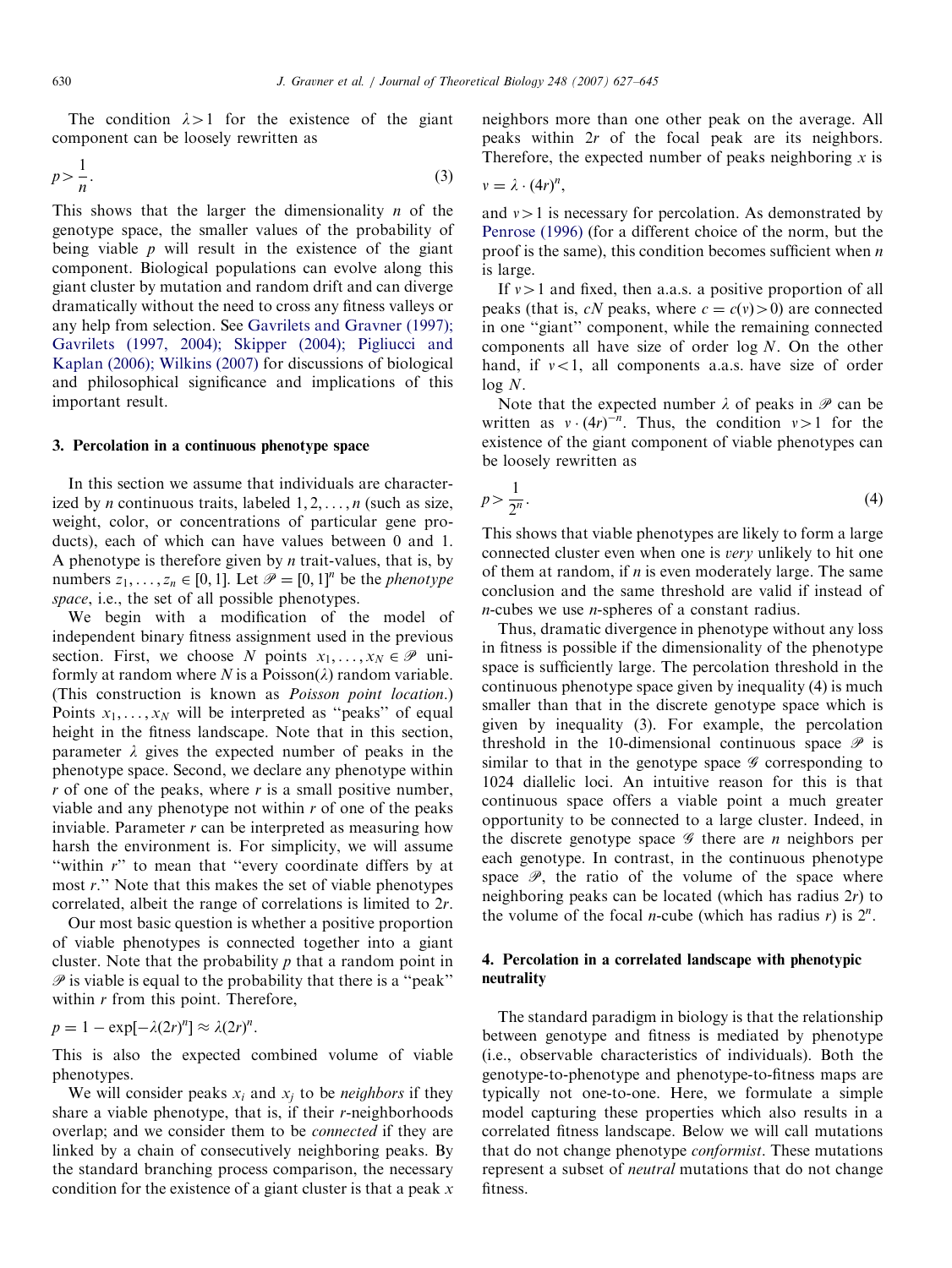The condition $\lambda > 1$ for the existence of the giant component can be loosely rewritten as

$$p > \frac{1}{n}. \tag{3}$$

This shows that the larger the dimensionality $n$ of the genotype space, the smaller values of the probability of being viable $p$ will result in the existence of the giant component. Biological populations can evolve along this giant cluster by mutation and random drift and can diverge dramatically without the need to cross any fitness valleys or any help from selection. See Gavrilets and Gravner (1997); Gavrilets (1997, 2004); Skipper (2004); Pigliucci and Kaplan (2006); Wilkins (2007) for discussions of biological and philosophical significance and implications of this important result.

## 3. Percolation in a continuous phenotype space

In this section we assume that individuals are characterized by $n$ continuous traits, labeled $1, 2, \ldots, n$ (such as size, weight, color, or concentrations of particular gene products), each of which can have values between 0 and 1. A phenotype is therefore given by $n$ trait-values, that is, by numbers $z_1, \ldots, z_n \in [0, 1]$. Let $\mathscr{P} = [0, 1]^n$ be the *phenotype space*, i.e., the set of all possible phenotypes.

We begin with a modification of the model of independent binary fitness assignment used in the previous section. First, we choose $N$ points $x_1, \ldots, x_N \in \mathscr{P}$ uniformly at random where $N$ is a Poisson($\lambda$) random variable. (This construction is known as *Poisson point location*.) Points $x_1, \ldots, x_N$ will be interpreted as "peaks" of equal height in the fitness landscape. Note that in this section, parameter $\lambda$ gives the expected number of peaks in the phenotype space. Second, we declare any phenotype within $r$ of one of the peaks, where $r$ is a small positive number, viable and any phenotype not within $r$ of one of the peaks inviable. Parameter $r$ can be interpreted as measuring how harsh the environment is. For simplicity, we will assume "within $r$" to mean that "every coordinate differs by at most $r$." Note that this makes the set of viable phenotypes correlated, albeit the range of correlations is limited to $2r$.

Our most basic question is whether a positive proportion of viable phenotypes is connected together into a giant cluster. Note that the probability $p$ that a random point in $\mathscr{P}$ is viable is equal to the probability that there is a "peak" within $r$ from this point. Therefore,

$$p = 1 - \exp[-\lambda(2r)^n] \approx \lambda(2r)^n.$$

This is also the expected combined volume of viable phenotypes.

We will consider peaks $x_i$ and $x_j$ to be *neighbors* if they share a viable phenotype, that is, if their $r$-neighborhoods overlap; and we consider them to be *connected* if they are linked by a chain of consecutively neighboring peaks. By the standard branching process comparison, the necessary condition for the existence of a giant cluster is that a peak $x$ neighbors more than one other peak on the average. All peaks within $2r$ of the focal peak are its neighbors. Therefore, the expected number of peaks neighboring $x$ is

$$v = \lambda \cdot (4r)^n,$$

and $v > 1$ is necessary for percolation. As demonstrated by Penrose (1996) (for a different choice of the norm, but the proof is the same), this condition becomes sufficient when $n$ is large.

If $v > 1$ and fixed, then a.a.s. a positive proportion of all peaks (that is, $cN$ peaks, where $c = c(v) > 0$) are connected in one "giant" component, while the remaining connected components all have size of order $\log N$. On the other hand, if $v < 1$, all components a.a.s. have size of order $\log N$.

Note that the expected number $\lambda$ of peaks in $\mathscr{P}$ can be written as $v \cdot (4r)^{-n}$. Thus, the condition $v > 1$ for the existence of the giant component of viable phenotypes can be loosely rewritten as

$$p > \frac{1}{2^n}. \tag{4}$$

This shows that viable phenotypes are likely to form a large connected cluster even when one is *very* unlikely to hit one of them at random, if $n$ is even moderately large. The same conclusion and the same threshold are valid if instead of $n$-cubes we use $n$-spheres of a constant radius.

Thus, dramatic divergence in phenotype without any loss in fitness is possible if the dimensionality of the phenotype space is sufficiently large. The percolation threshold in the continuous phenotype space given by inequality (4) is much smaller than that in the discrete genotype space which is given by inequality (3). For example, the percolation threshold in the 10-dimensional continuous space $\mathscr{P}$ is similar to that in the genotype space $\mathscr{G}$ corresponding to 1024 diallelic loci. An intuitive reason for this is that continuous space offers a viable point a much greater opportunity to be connected to a large cluster. Indeed, in the discrete genotype space $\mathscr{G}$ there are $n$ neighbors per each genotype. In contrast, in the continuous phenotype space $\mathscr{P}$, the ratio of the volume of the space where neighboring peaks can be located (which has radius $2r$) to the volume of the focal $n$-cube (which has radius $r$) is $2^n$.

## 4. Percolation in a correlated landscape with phenotypic neutrality

The standard paradigm in biology is that the relationship between genotype and fitness is mediated by phenotype (i.e., observable characteristics of individuals). Both the genotype-to-phenotype and phenotype-to-fitness maps are typically not one-to-one. Here, we formulate a simple model capturing these properties which also results in a correlated fitness landscape. Below we will call mutations that do not change phenotype *conformist*. These mutations represent a subset of *neutral* mutations that do not change fitness.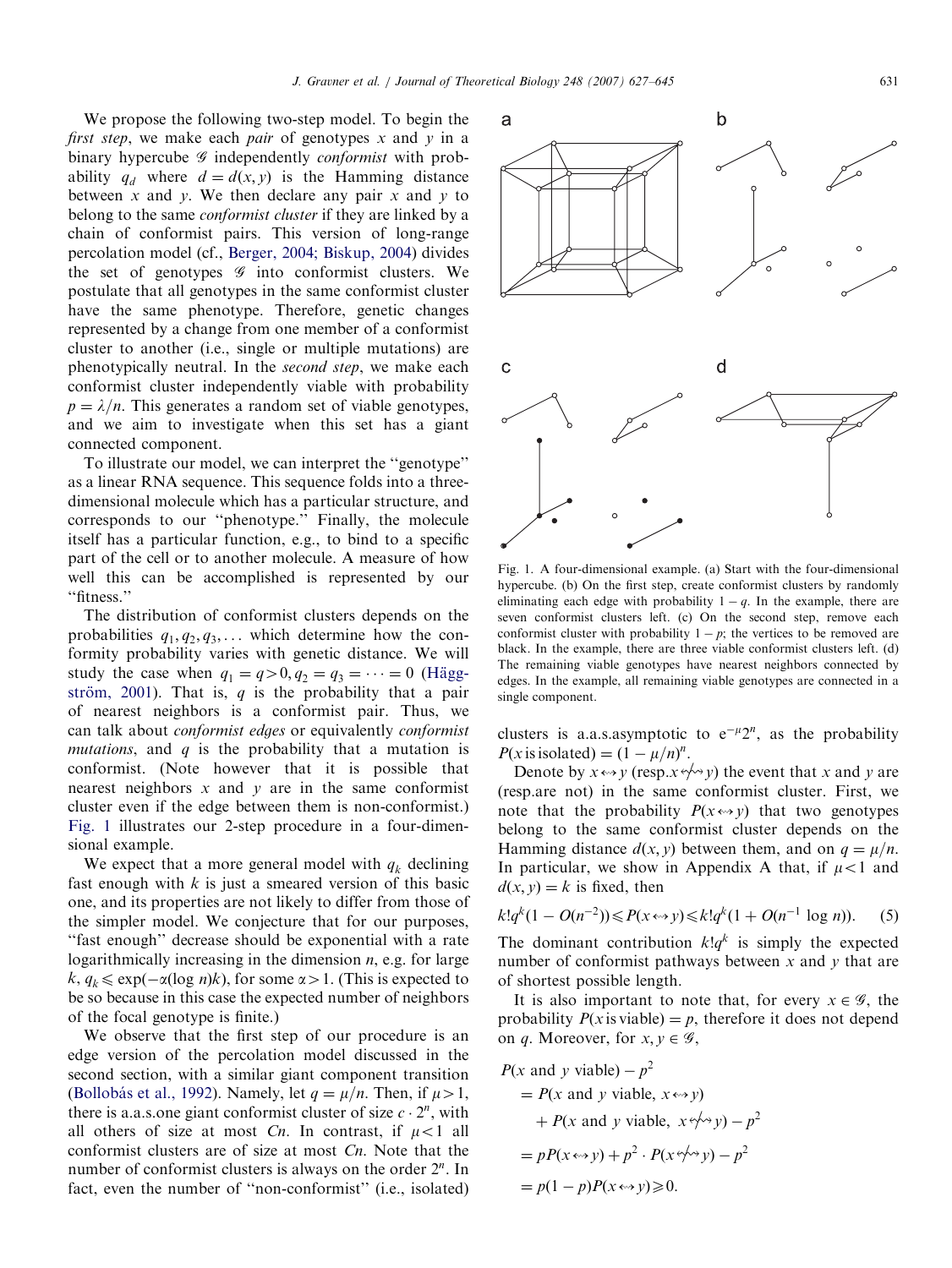We propose the following two-step model. To begin the *first step*, we make each *pair* of genotypes $x$ and $y$ in a binary hypercube $\mathcal{G}$ independently *conformist* with probability $q_d$ where $d = d(x, y)$ is the Hamming distance between $x$ and $y$. We then declare any pair $x$ and $y$ to belong to the same *conformist cluster* if they are linked by a chain of conformist pairs. This version of long-range percolation model (cf., Berger, 2004; Biskup, 2004) divides the set of genotypes $\mathcal{G}$ into conformist clusters. We postulate that all genotypes in the same conformist cluster have the same phenotype. Therefore, genetic changes represented by a change from one member of a conformist cluster to another (i.e., single or multiple mutations) are phenotypically neutral. In the *second step*, we make each conformist cluster independently viable with probability $p = \lambda/n$. This generates a random set of viable genotypes, and we aim to investigate when this set has a giant connected component.

To illustrate our model, we can interpret the "genotype" as a linear RNA sequence. This sequence folds into a three-dimensional molecule which has a particular structure, and corresponds to our "phenotype." Finally, the molecule itself has a particular function, e.g., to bind to a specific part of the cell or to another molecule. A measure of how well this can be accomplished is represented by our "fitness."

The distribution of conformist clusters depends on the probabilities $q_1, q_2, q_3, \ldots$ which determine how the conformity probability varies with genetic distance. We will study the case when $q_1 = q > 0, q_2 = q_3 = \cdots = 0$ (Häggström, 2001). That is, $q$ is the probability that a pair of nearest neighbors is a conformist pair. Thus, we can talk about *conformist edges* or equivalently *conformist mutations*, and $q$ is the probability that a mutation is conformist. (Note however that it is possible that nearest neighbors $x$ and $y$ are in the same conformist cluster even if the edge between them is non-conformist.) Fig. 1 illustrates our 2-step procedure in a four-dimensional example.

We expect that a more general model with $q_k$ declining fast enough with $k$ is just a smeared version of this basic one, and its properties are not likely to differ from those of the simpler model. We conjecture that for our purposes, "fast enough" decrease should be exponential with a rate logarithmically increasing in the dimension $n$, e.g. for large $k$, $q_k \leqslant \exp(-\alpha(\log n)k)$, for some $\alpha > 1$. (This is expected to be so because in this case the expected number of neighbors of the focal genotype is finite.)

We observe that the first step of our procedure is an edge version of the percolation model discussed in the second section, with a similar giant component transition (Bollobás et al., 1992). Namely, let $q = \mu/n$. Then, if $\mu > 1$, there is a.a.s.one giant conformist cluster of size $c \cdot 2^n$, with all others of size at most $Cn$. In contrast, if $\mu < 1$ all conformist clusters are of size at most $Cn$. Note that the number of conformist clusters is always on the order $2^n$. In fact, even the number of "non-conformist" (i.e., isolated) clusters is a.a.s.asymptotic to $e^{-\mu}2^n$, as the probability $P(x\,\text{is isolated}) = (1 - \mu/n)^n$.

Fig. 1. A four-dimensional example. (a) Start with the four-dimensional hypercube. (b) On the first step, create conformist clusters by randomly eliminating each edge with probability $1 - q$. In the example, there are seven conformist clusters left. (c) On the second step, remove each conformist cluster with probability $1 - p$; the vertices to be removed are black. In the example, there are three viable conformist clusters left. (d) The remaining viable genotypes have nearest neighbors connected by edges. In the example, all remaining viable genotypes are connected in a single component.

Denote by $x \leftrightarrow y$ (resp.$x \not\leftrightarrow y$) the event that $x$ and $y$ are (resp.are not) in the same conformist cluster. First, we note that the probability $P(x \leftrightarrow y)$ that two genotypes belong to the same conformist cluster depends on the Hamming distance $d(x, y)$ between them, and on $q = \mu/n$. In particular, we show in Appendix A that, if $\mu < 1$ and $d(x, y) = k$ is fixed, then

$$k!q^k(1 - O(n^{-2})) \leqslant P(x \leftrightarrow y) \leqslant k!q^k(1 + O(n^{-1} \log n)). \quad (5)$$

The dominant contribution $k!q^k$ is simply the expected number of conformist pathways between $x$ and $y$ that are of shortest possible length.

It is also important to note that, for every $x \in \mathcal{G}$, the probability $P(x\,\text{is viable}) = p$, therefore it does not depend on $q$. Moreover, for $x, y \in \mathcal{G}$,

$$\begin{aligned}
P(x \text{ and } y \text{ viable}) - p^2
&= P(x \text{ and } y \text{ viable}, x \leftrightarrow y) \\
&\quad + P(x \text{ and } y \text{ viable}, x \not\leftrightarrow y) - p^2 \\
&= pP(x \leftrightarrow y) + p^2 \cdot P(x \not\leftrightarrow y) - p^2 \\
&= p(1 - p)P(x \leftrightarrow y) \geqslant 0.
\end{aligned}$$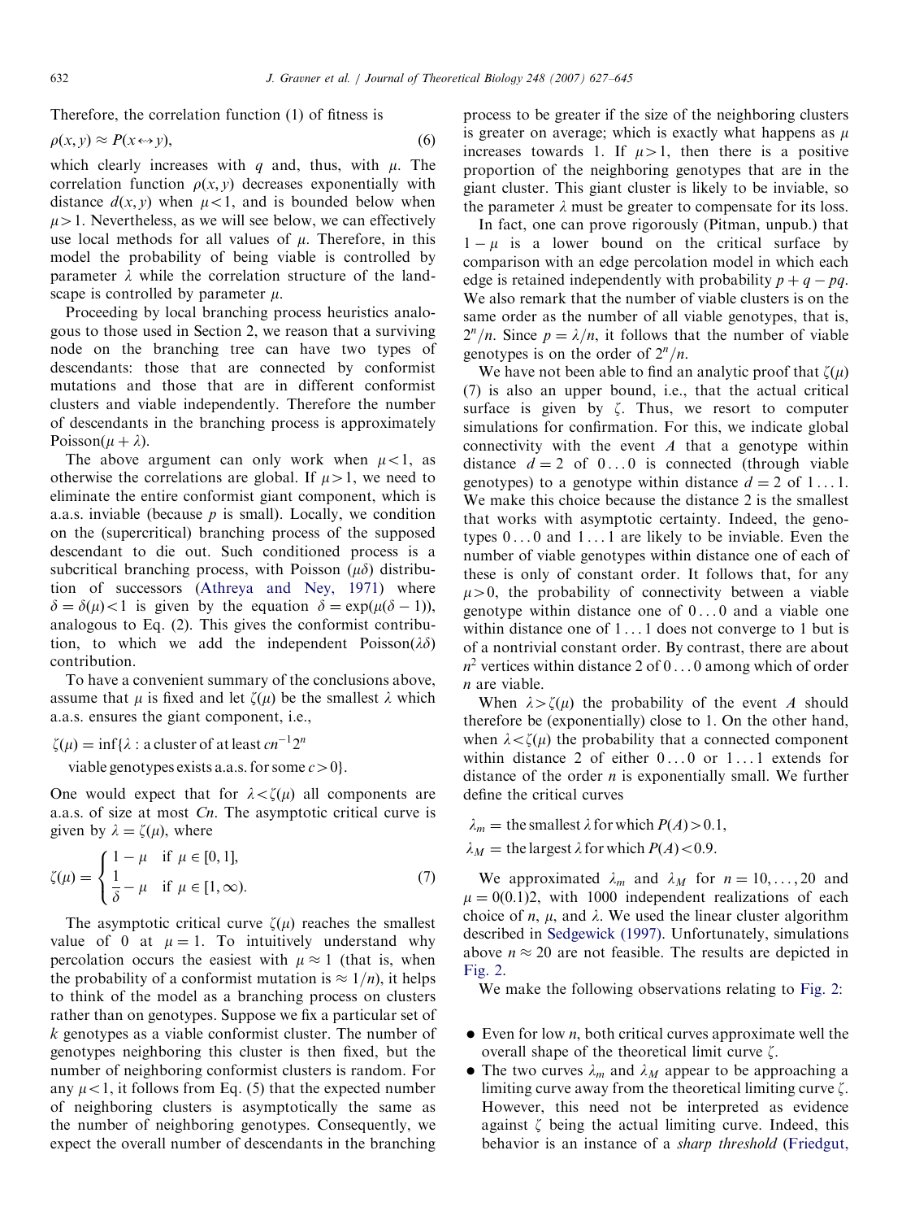Therefore, the correlation function (1) of fitness is

$$\rho(x, y) \approx P(x \leftrightarrow y), \tag{6}$$

which clearly increases with $q$ and, thus, with $\mu$. The correlation function $\rho(x, y)$ decreases exponentially with distance $d(x, y)$ when $\mu < 1$, and is bounded below when $\mu > 1$. Nevertheless, as we will see below, we can effectively use local methods for all values of $\mu$. Therefore, in this model the probability of being viable is controlled by parameter $\lambda$ while the correlation structure of the landscape is controlled by parameter $\mu$.

Proceeding by local branching process heuristics analogous to those used in Section 2, we reason that a surviving node on the branching tree can have two types of descendants: those that are connected by conformist mutations and those that are in different conformist clusters and viable independently. Therefore the number of descendants in the branching process is approximately Poisson($\mu + \lambda$).

The above argument can only work when $\mu < 1$, as otherwise the correlations are global. If $\mu > 1$, we need to eliminate the entire conformist giant component, which is a.a.s. inviable (because $p$ is small). Locally, we condition on the (supercritical) branching process of the supposed descendant to die out. Such conditioned process is a subcritical branching process, with Poisson ($\mu\delta$) distribution of successors (Athreya and Ney, 1971) where $\delta = \delta(\mu) < 1$ is given by the equation $\delta = \exp(\mu(\delta - 1))$, analogous to Eq. (2). This gives the conformist contribution, to which we add the independent Poisson($\lambda\delta$) contribution.

To have a convenient summary of the conclusions above, assume that $\mu$ is fixed and let $\zeta(\mu)$ be the smallest $\lambda$ which a.a.s. ensures the giant component, i.e.,

$$\zeta(\mu) = \inf\{\lambda : \text{a cluster of at least } cn^{-1}2^n \text{ viable genotypes exists a.a.s. for some } c > 0\}.$$

One would expect that for $\lambda < \zeta(\mu)$ all components are a.a.s. of size at most $Cn$. The asymptotic critical curve is given by $\lambda = \zeta(\mu)$, where

$$\zeta(\mu) = \begin{cases} 1 - \mu & \text{if } \mu \in [0, 1], \\ \dfrac{1}{\delta} - \mu & \text{if } \mu \in [1, \infty). \end{cases} \tag{7}$$

The asymptotic critical curve $\zeta(\mu)$ reaches the smallest value of 0 at $\mu = 1$. To intuitively understand why percolation occurs the easiest with $\mu \approx 1$ (that is, when the probability of a conformist mutation is $\approx 1/n$), it helps to think of the model as a branching process on clusters rather than on genotypes. Suppose we fix a particular set of $k$ genotypes as a viable conformist cluster. The number of genotypes neighboring this cluster is then fixed, but the number of neighboring conformist clusters is random. For any $\mu < 1$, it follows from Eq. (5) that the expected number of neighboring clusters is asymptotically the same as the number of neighboring genotypes. Consequently, we expect the overall number of descendants in the branching process to be greater if the size of the neighboring clusters is greater on average; which is exactly what happens as $\mu$ increases towards 1. If $\mu > 1$, then there is a positive proportion of the neighboring genotypes that are in the giant cluster. This giant cluster is likely to be inviable, so the parameter $\lambda$ must be greater to compensate for its loss.

In fact, one can prove rigorously (Pitman, unpub.) that $1 - \mu$ is a lower bound on the critical surface by comparison with an edge percolation model in which each edge is retained independently with probability $p + q - pq$. We also remark that the number of viable clusters is on the same order as the number of all viable genotypes, that is, $2^n/n$. Since $p = \lambda/n$, it follows that the number of viable genotypes is on the order of $2^n/n$.

We have not been able to find an analytic proof that $\zeta(\mu)$ (7) is also an upper bound, i.e., that the actual critical surface is given by $\zeta$. Thus, we resort to computer simulations for confirmation. For this, we indicate global connectivity with the event $A$ that a genotype within distance $d = 2$ of $0 \dots 0$ is connected (through viable genotypes) to a genotype within distance $d = 2$ of $1 \dots 1$. We make this choice because the distance 2 is the smallest that works with asymptotic certainty. Indeed, the genotypes $0 \dots 0$ and $1 \dots 1$ are likely to be inviable. Even the number of viable genotypes within distance one of each of these is only of constant order. It follows that, for any $\mu > 0$, the probability of connectivity between a viable genotype within distance one of $0 \dots 0$ and a viable one within distance one of $1 \dots 1$ does not converge to 1 but is of a nontrivial constant order. By contrast, there are about $n^2$ vertices within distance 2 of $0 \dots 0$ among which of order $n$ are viable.

When $\lambda > \zeta(\mu)$ the probability of the event $A$ should therefore be (exponentially) close to 1. On the other hand, when $\lambda < \zeta(\mu)$ the probability that a connected component within distance 2 of either $0 \dots 0$ or $1 \dots 1$ extends for distance of the order $n$ is exponentially small. We further define the critical curves

$$\lambda_m = \text{the smallest } \lambda \text{ for which } P(A) > 0.1,$$

$$\lambda_M = \text{the largest } \lambda \text{ for which } P(A) < 0.9.$$

We approximated $\lambda_m$ and $\lambda_M$ for $n = 10, \dots, 20$ and $\mu = 0(0.1)2$, with 1000 independent realizations of each choice of $n$, $\mu$, and $\lambda$. We used the linear cluster algorithm described in Sedgewick (1997). Unfortunately, simulations above $n \approx 20$ are not feasible. The results are depicted in Fig. 2.

We make the following observations relating to Fig. 2:

- Even for low $n$, both critical curves approximate well the overall shape of the theoretical limit curve $\zeta$.
- The two curves $\lambda_m$ and $\lambda_M$ appear to be approaching a limiting curve away from the theoretical limiting curve $\zeta$. However, this need not be interpreted as evidence against $\zeta$ being the actual limiting curve. Indeed, this behavior is an instance of a *sharp threshold* (Friedgut,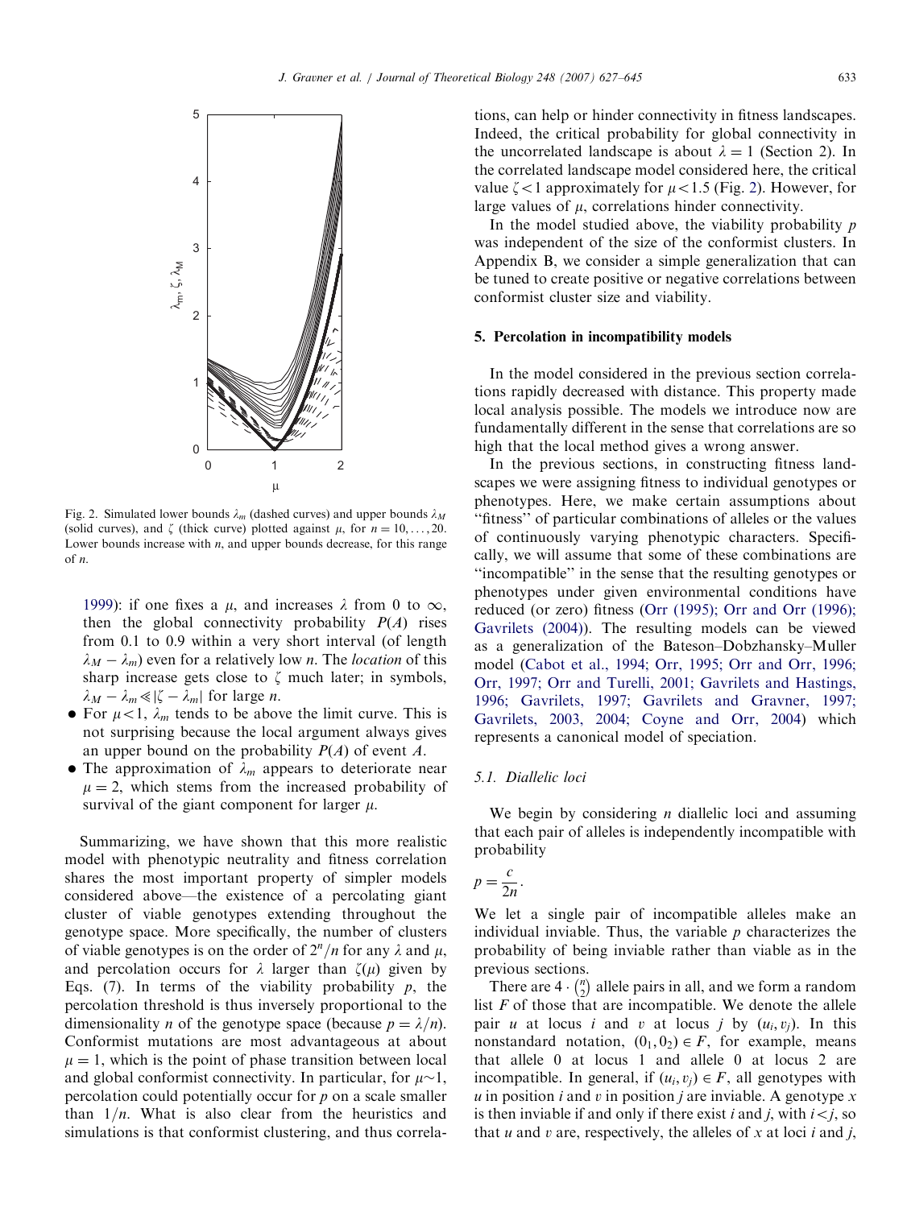Fig. 2. Simulated lower bounds $\lambda_m$ (dashed curves) and upper bounds $\lambda_M$ (solid curves), and $\zeta$ (thick curve) plotted against $\mu$, for $n = 10, \ldots, 20$. Lower bounds increase with $n$, and upper bounds decrease, for this range of $n$.

1999): if one fixes a $\mu$, and increases $\lambda$ from 0 to $\infty$, then the global connectivity probability $P(A)$ rises from 0.1 to 0.9 within a very short interval (of length $\lambda_M - \lambda_m$) even for a relatively low $n$. The *location* of this sharp increase gets close to $\zeta$ much later; in symbols, $\lambda_M - \lambda_m \ll |\zeta - \lambda_m|$ for large $n$.

- For $\mu < 1$, $\lambda_m$ tends to be above the limit curve. This is not surprising because the local argument always gives an upper bound on the probability $P(A)$ of event $A$.
- The approximation of $\lambda_m$ appears to deteriorate near $\mu = 2$, which stems from the increased probability of survival of the giant component for larger $\mu$.

Summarizing, we have shown that this more realistic model with phenotypic neutrality and fitness correlation shares the most important property of simpler models considered above—the existence of a percolating giant cluster of viable genotypes extending throughout the genotype space. More specifically, the number of clusters of viable genotypes is on the order of $2^n/n$ for any $\lambda$ and $\mu$, and percolation occurs for $\lambda$ larger than $\zeta(\mu)$ given by Eqs. (7). In terms of the viability probability $p$, the percolation threshold is thus inversely proportional to the dimensionality $n$ of the genotype space (because $p = \lambda/n$). Conformist mutations are most advantageous at about $\mu = 1$, which is the point of phase transition between local and global conformist connectivity. In particular, for $\mu \sim 1$, percolation could potentially occur for $p$ on a scale smaller than $1/n$. What is also clear from the heuristics and simulations is that conformist clustering, and thus correlations, can help or hinder connectivity in fitness landscapes. Indeed, the critical probability for global connectivity in the uncorrelated landscape is about $\lambda = 1$ (Section 2). In the correlated landscape model considered here, the critical value $\zeta < 1$ approximately for $\mu < 1.5$ (Fig. 2). However, for large values of $\mu$, correlations hinder connectivity.

In the model studied above, the viability probability $p$ was independent of the size of the conformist clusters. In Appendix B, we consider a simple generalization that can be tuned to create positive or negative correlations between conformist cluster size and viability.

## 5. Percolation in incompatibility models

In the model considered in the previous section correlations rapidly decreased with distance. This property made local analysis possible. The models we introduce now are fundamentally different in the sense that correlations are so high that the local method gives a wrong answer.

In the previous sections, in constructing fitness landscapes we were assigning fitness to individual genotypes or phenotypes. Here, we make certain assumptions about "fitness" of particular combinations of alleles or the values of continuously varying phenotypic characters. Specifically, we will assume that some of these combinations are "incompatible" in the sense that the resulting genotypes or phenotypes under given environmental conditions have reduced (or zero) fitness (Orr (1995); Orr and Orr (1996); Gavrilets (2004)). The resulting models can be viewed as a generalization of the Bateson–Dobzhansky–Muller model (Cabot et al., 1994; Orr, 1995; Orr and Orr, 1996; Orr, 1997; Orr and Turelli, 2001; Gavrilets and Hastings, 1996; Gavrilets, 1997; Gavrilets and Gravner, 1997; Gavrilets, 2003, 2004; Coyne and Orr, 2004) which represents a canonical model of speciation.

### 5.1. Diallelic loci

We begin by considering $n$ diallelic loci and assuming that each pair of alleles is independently incompatible with probability

$$p = \frac{c}{2n}.$$

We let a single pair of incompatible alleles make an individual inviable. Thus, the variable $p$ characterizes the probability of being inviable rather than viable as in the previous sections.

There are $4 \cdot \binom{n}{2}$ allele pairs in all, and we form a random list $F$ of those that are incompatible. We denote the allele pair $u$ at locus $i$ and $v$ at locus $j$ by $(u_i, v_j)$. In this nonstandard notation, $(0_1, 0_2) \in F$, for example, means that allele 0 at locus 1 and allele 0 at locus 2 are incompatible. In general, if $(u_i, v_j) \in F$, all genotypes with $u$ in position $i$ and $v$ in position $j$ are inviable. A genotype $x$ is then inviable if and only if there exist $i$ and $j$, with $i < j$, so that $u$ and $v$ are, respectively, the alleles of $x$ at loci $i$ and $j$,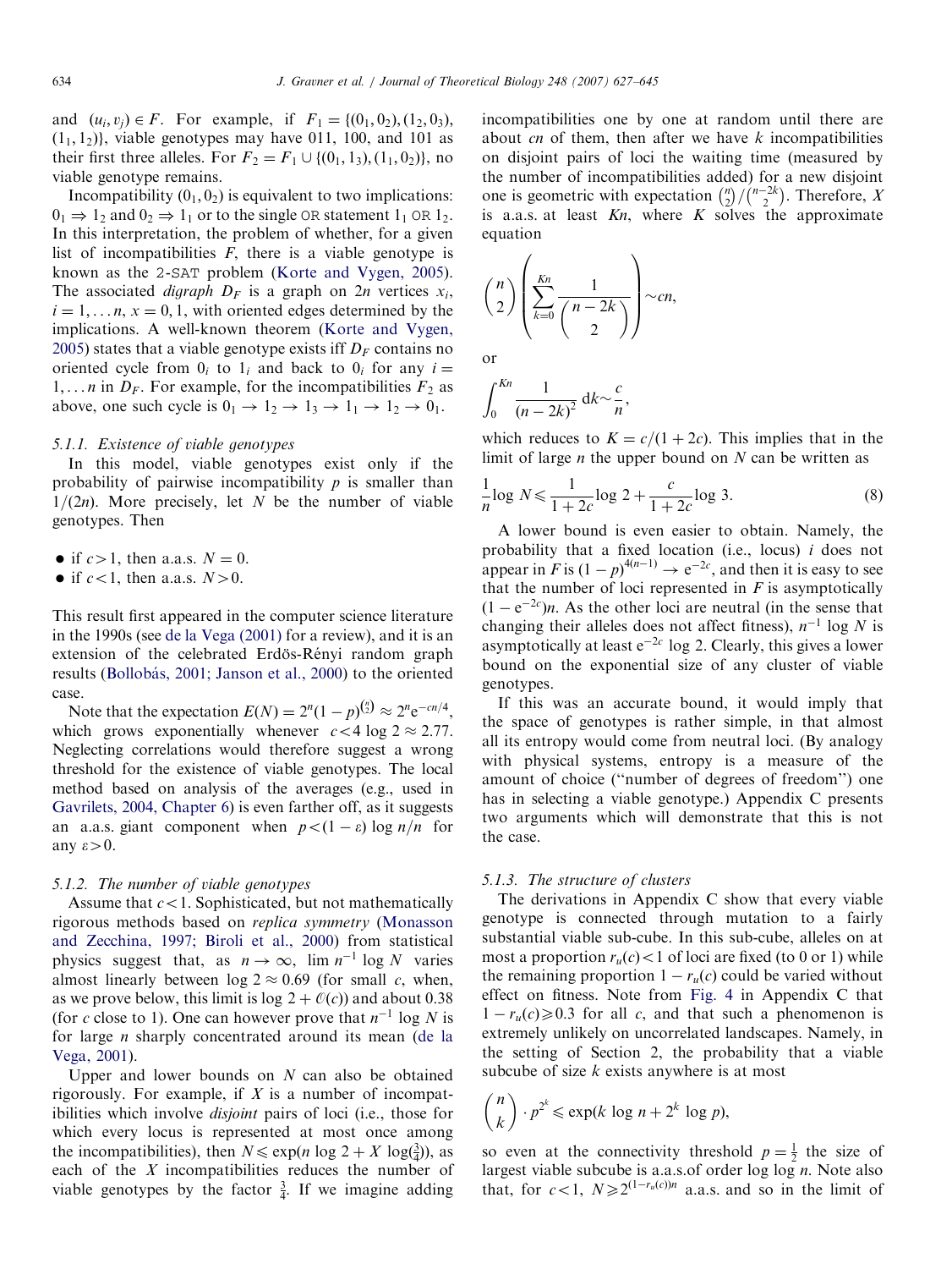and $(u_i, v_j) \in F$. For example, if $F_1 = \{(0_1, 0_2), (1_2, 0_3), (1_1, 1_2)\}$, viable genotypes may have 011, 100, and 101 as their first three alleles. For $F_2 = F_1 \cup \{(0_1, 1_3), (1_1, 0_2)\}$, no viable genotype remains.

Incompatibility $(0_1, 0_2)$ is equivalent to two implications: $0_1 \Rightarrow 1_2$ and $0_2 \Rightarrow 1_1$ or to the single OR statement $1_1$ OR $1_2$. In this interpretation, the problem of whether, for a given list of incompatibilities $F$, there is a viable genotype is known as the 2-SAT problem (Korte and Vygen, 2005). The associated *digraph* $D_F$ is a graph on $2n$ vertices $x_i$, $i = 1, \ldots n$, $x = 0, 1$, with oriented edges determined by the implications. A well-known theorem (Korte and Vygen, 2005) states that a viable genotype exists iff $D_F$ contains no oriented cycle from $0_i$ to $1_i$ and back to $0_i$ for any $i = 1, \ldots n$ in $D_F$. For example, for the incompatibilities $F_2$ as above, one such cycle is $0_1 \to 1_2 \to 1_3 \to 1_1 \to 1_2 \to 0_1$.

#### 5.1.1. Existence of viable genotypes

In this model, viable genotypes exist only if the probability of pairwise incompatibility $p$ is smaller than $1/(2n)$. More precisely, let $N$ be the number of viable genotypes. Then

- if $c > 1$, then a.a.s. $N = 0$.
- if $c < 1$, then a.a.s. $N > 0$.

This result first appeared in the computer science literature in the 1990s (see de la Vega (2001) for a review), and it is an extension of the celebrated Erdös-Rényi random graph results (Bollobás, 2001; Janson et al., 2000) to the oriented case.

Note that the expectation $E(N) = 2^n(1-p)^{\binom{n}{2}} \approx 2^n \mathrm{e}^{-cn/4}$, which grows exponentially whenever $c < 4 \log 2 \approx 2.77$. Neglecting correlations would therefore suggest a wrong threshold for the existence of viable genotypes. The local method based on analysis of the averages (e.g., used in Gavrilets, 2004, Chapter 6) is even farther off, as it suggests an a.a.s. giant component when $p < (1-\varepsilon) \log n/n$ for any $\varepsilon > 0$.

#### 5.1.2. The number of viable genotypes

Assume that $c < 1$. Sophisticated, but not mathematically rigorous methods based on *replica symmetry* (Monasson and Zecchina, 1997; Biroli et al., 2000) from statistical physics suggest that, as $n \to \infty$, $\lim n^{-1} \log N$ varies almost linearly between $\log 2 \approx 0.69$ (for small $c$, when, as we prove below, this limit is $\log 2 + \mathcal{O}(c)$) and about 0.38 (for $c$ close to 1). One can however prove that $n^{-1} \log N$ is for large $n$ sharply concentrated around its mean (de la Vega, 2001).

Upper and lower bounds on $N$ can also be obtained rigorously. For example, if $X$ is a number of incompatibilities which involve *disjoint* pairs of loci (i.e., those for which every locus is represented at most once among the incompatibilities), then $N \leqslant \exp(n \log 2 + X \log(\frac{3}{4}))$, as each of the $X$ incompatibilities reduces the number of viable genotypes by the factor $\frac{3}{4}$. If we imagine adding incompatibilities one by one at random until there are about $cn$ of them, then after we have $k$ incompatibilities on disjoint pairs of loci the waiting time (measured by the number of incompatibilities added) for a new disjoint one is geometric with expectation $\binom{n}{2}/\binom{n-2k}{2}$. Therefore, $X$ is a.a.s. at least $Kn$, where $K$ solves the approximate equation

$$\binom{n}{2}\left(\sum_{k=0}^{Kn} \frac{1}{\binom{n-2k}{2}}\right) \sim cn,$$

or

$$\int_0^{Kn} \frac{1}{(n-2k)^2}\, \mathrm{d}k \sim \frac{c}{n},$$

which reduces to $K = c/(1+2c)$. This implies that in the limit of large $n$ the upper bound on $N$ can be written as

$$\frac{1}{n} \log N \leqslant \frac{1}{1+2c} \log 2 + \frac{c}{1+2c} \log 3. \tag{8}$$

A lower bound is even easier to obtain. Namely, the probability that a fixed location (i.e., locus) $i$ does not appear in $F$ is $(1-p)^{4(n-1)} \to \mathrm{e}^{-2c}$, and then it is easy to see that the number of loci represented in $F$ is asymptotically $(1-\mathrm{e}^{-2c})n$. As the other loci are neutral (in the sense that changing their alleles does not affect fitness), $n^{-1} \log N$ is asymptotically at least $\mathrm{e}^{-2c} \log 2$. Clearly, this gives a lower bound on the exponential size of any cluster of viable genotypes.

If this was an accurate bound, it would imply that the space of genotypes is rather simple, in that almost all its entropy would come from neutral loci. (By analogy with physical systems, entropy is a measure of the amount of choice ("number of degrees of freedom") one has in selecting a viable genotype.) Appendix C presents two arguments which will demonstrate that this is not the case.

#### 5.1.3. The structure of clusters

The derivations in Appendix C show that every viable genotype is connected through mutation to a fairly substantial viable sub-cube. In this sub-cube, alleles on at most a proportion $r_u(c) < 1$ of loci are fixed (to 0 or 1) while the remaining proportion $1 - r_u(c)$ could be varied without effect on fitness. Note from Fig. 4 in Appendix C that $1 - r_u(c) \geqslant 0.3$ for all $c$, and that such a phenomenon is extremely unlikely on uncorrelated landscapes. Namely, in the setting of Section 2, the probability that a viable subcube of size $k$ exists anywhere is at most

$$\binom{n}{k} \cdot p^{2^k} \leqslant \exp(k \log n + 2^k \log p),$$

so even at the connectivity threshold $p = \frac{1}{2}$ the size of largest viable subcube is a.a.s.of order $\log \log n$. Note also that, for $c < 1$, $N \geqslant 2^{(1-r_u(c))n}$ a.a.s. and so in the limit of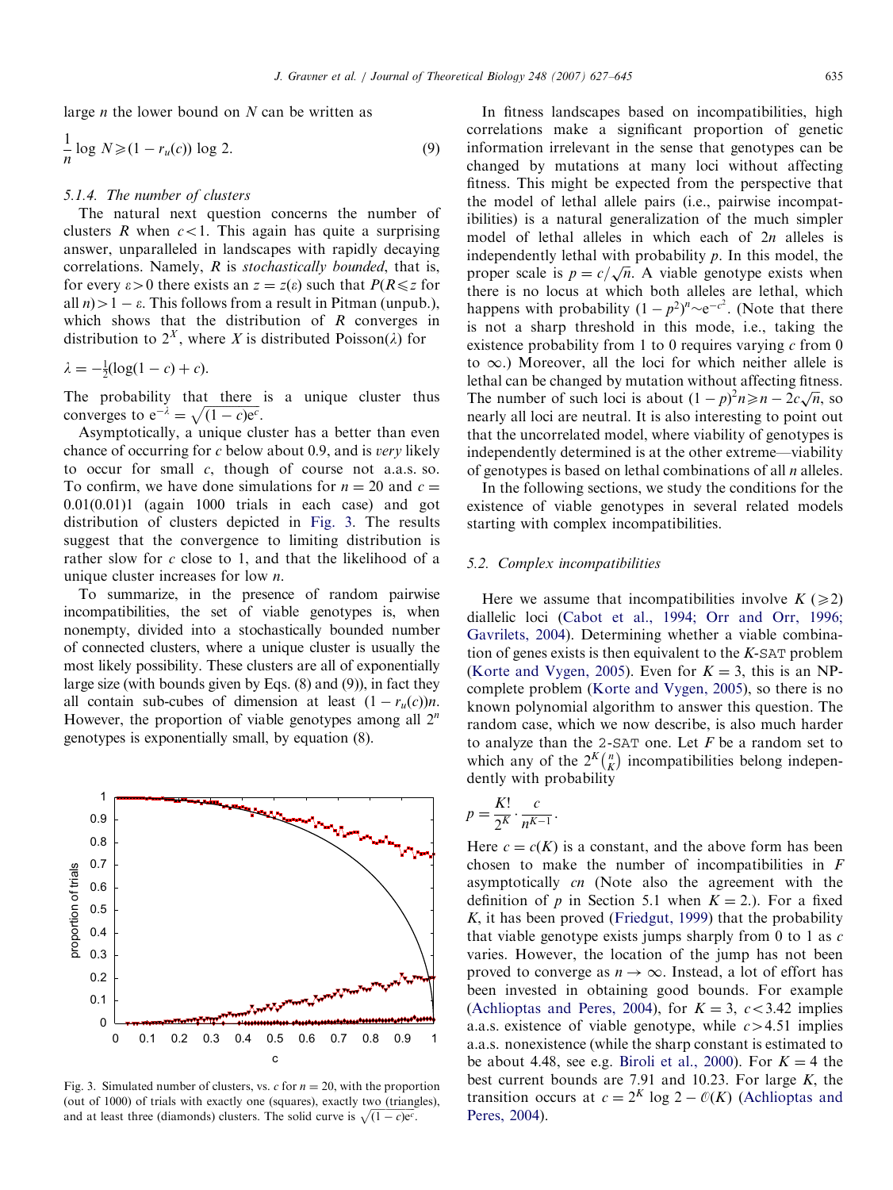large $n$ the lower bound on $N$ can be written as

$$\frac{1}{n}\log N \geqslant (1 - r_u(c))\log 2. \tag{9}$$

#### 5.1.4. The number of clusters

The natural next question concerns the number of clusters $R$ when $c<1$. This again has quite a surprising answer, unparalleled in landscapes with rapidly decaying correlations. Namely, $R$ is *stochastically bounded*, that is, for every $\varepsilon > 0$ there exists an $z = z(\varepsilon)$ such that $P(R \leqslant z$ for all $n) > 1-\varepsilon$. This follows from a result in Pitman (unpub.), which shows that the distribution of $R$ converges in distribution to $2^X$, where $X$ is distributed Poisson($\lambda$) for

$$\lambda = -\tfrac{1}{2}(\log(1-c)+c).$$

The probability that there is a unique cluster thus converges to $e^{-\lambda} = \sqrt{(1-c)e^c}$.

Asymptotically, a unique cluster has a better than even chance of occurring for $c$ below about 0.9, and is *very* likely to occur for small $c$, though of course not a.a.s. so. To confirm, we have done simulations for $n = 20$ and $c = 0.01(0.01)1$ (again 1000 trials in each case) and got distribution of clusters depicted in Fig. 3. The results suggest that the convergence to limiting distribution is rather slow for $c$ close to 1, and that the likelihood of a unique cluster increases for low $n$.

To summarize, in the presence of random pairwise incompatibilities, the set of viable genotypes is, when nonempty, divided into a stochastically bounded number of connected clusters, where a unique cluster is usually the most likely possibility. These clusters are all of exponentially large size (with bounds given by Eqs. (8) and (9)), in fact they all contain sub-cubes of dimension at least $(1-r_u(c))n$. However, the proportion of viable genotypes among all $2^n$ genotypes is exponentially small, by equation (8).

Fig. 3. Simulated number of clusters, vs. $c$ for $n = 20$, with the proportion (out of 1000) of trials with exactly one (squares), exactly two (triangles), and at least three (diamonds) clusters. The solid curve is $\sqrt{(1-c)e^c}$.

In fitness landscapes based on incompatibilities, high correlations make a significant proportion of genetic information irrelevant in the sense that genotypes can be changed by mutations at many loci without affecting fitness. This might be expected from the perspective that the model of lethal allele pairs (i.e., pairwise incompatibilities) is a natural generalization of the much simpler model of lethal alleles in which each of $2n$ alleles is independently lethal with probability $p$. In this model, the proper scale is $p = c/\sqrt{n}$. A viable genotype exists when there is no locus at which both alleles are lethal, which happens with probability $(1-p^2)^n \sim e^{-c^2}$. (Note that there is not a sharp threshold in this mode, i.e., taking the existence probability from 1 to 0 requires varying $c$ from 0 to $\infty$.) Moreover, all the loci for which neither allele is lethal can be changed by mutation without affecting fitness. The number of such loci is about $(1-p)^2 n \geqslant n - 2c\sqrt{n}$, so nearly all loci are neutral. It is also interesting to point out that the uncorrelated model, where viability of genotypes is independently determined is at the other extreme—viability of genotypes is based on lethal combinations of all $n$ alleles.

In the following sections, we study the conditions for the existence of viable genotypes in several related models starting with complex incompatibilities.

### 5.2. Complex incompatibilities

Here we assume that incompatibilities involve $K$ ($\geqslant 2$) diallelic loci (Cabot et al., 1994; Orr and Orr, 1996; Gavrilets, 2004). Determining whether a viable combination of genes exists is then equivalent to the $K$-SAT problem (Korte and Vygen, 2005). Even for $K = 3$, this is an NP-complete problem (Korte and Vygen, 2005), so there is no known polynomial algorithm to answer this question. The random case, which we now describe, is also much harder to analyze than the 2-SAT one. Let $F$ be a random set to which any of the $2^K\binom{n}{K}$ incompatibilities belong independently with probability

$$p = \frac{K!}{2^K}\cdot\frac{c}{n^{K-1}}.$$

Here $c = c(K)$ is a constant, and the above form has been chosen to make the number of incompatibilities in $F$ asymptotically $cn$ (Note also the agreement with the definition of $p$ in Section 5.1 when $K = 2$.). For a fixed $K$, it has been proved (Friedgut, 1999) that the probability that viable genotype exists jumps sharply from 0 to 1 as $c$ varies. However, the location of the jump has not been proved to converge as $n \to \infty$. Instead, a lot of effort has been invested in obtaining good bounds. For example (Achlioptas and Peres, 2004), for $K = 3$, $c < 3.42$ implies a.a.s. existence of viable genotype, while $c > 4.51$ implies a.a.s. nonexistence (while the sharp constant is estimated to be about 4.48, see e.g. Biroli et al., 2000). For $K = 4$ the best current bounds are 7.91 and 10.23. For large $K$, the transition occurs at $c = 2^K \log 2 - \mathcal{O}(K)$ (Achlioptas and Peres, 2004).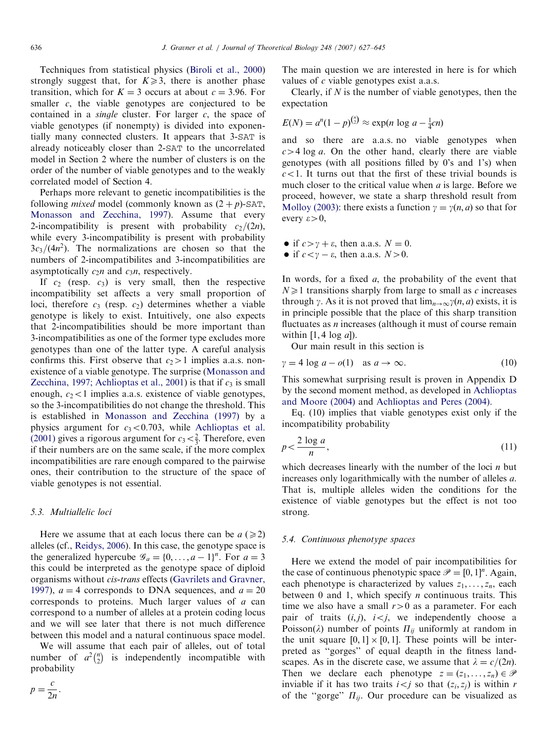Techniques from statistical physics (Biroli et al., 2000) strongly suggest that, for $K \geqslant 3$, there is another phase transition, which for $K = 3$ occurs at about $c = 3.96$. For smaller $c$, the viable genotypes are conjectured to be contained in a *single* cluster. For larger $c$, the space of viable genotypes (if nonempty) is divided into exponentially many connected clusters. It appears that 3-SAT is already noticeably closer than 2-SAT to the uncorrelated model in Section 2 where the number of clusters is on the order of the number of viable genotypes and to the weakly correlated model of Section 4.

Perhaps more relevant to genetic incompatibilities is the following *mixed* model (commonly known as $(2+p)$-SAT, Monasson and Zecchina, 1997). Assume that every 2-incompatibility is present with probability $c_2/(2n)$, while every 3-incompatibility is present with probability $3c_3/(4n^2)$. The normalizations are chosen so that the numbers of 2-incompatibilites and 3-incompatibilities are asymptotically $c_2n$ and $c_3n$, respectively.

If $c_2$ (resp. $c_3$) is very small, then the respective incompatibility set affects a very small proportion of loci, therefore $c_3$ (resp. $c_2$) determines whether a viable genotype is likely to exist. Intuitively, one also expects that 2-incompatibilities should be more important than 3-incompatibilities as one of the former type excludes more genotypes than one of the latter type. A careful analysis confirms this. First observe that $c_2 > 1$ implies a.a.s. nonexistence of a viable genotype. The surprise (Monasson and Zecchina, 1997; Achlioptas et al., 2001) is that if $c_3$ is small enough, $c_2 < 1$ implies a.a.s. existence of viable genotypes, so the 3-incompatibilities do not change the threshold. This is established in Monasson and Zecchina (1997) by a physics argument for $c_3 < 0.703$, while Achlioptas et al. (2001) gives a rigorous argument for $c_3 < \frac{2}{3}$. Therefore, even if their numbers are on the same scale, if the more complex incompatibilities are rare enough compared to the pairwise ones, their contribution to the structure of the space of viable genotypes is not essential.

### 5.3. Multiallelic loci

Here we assume that at each locus there can be $a$ ($\geqslant 2$) alleles (cf., Reidys, 2006). In this case, the genotype space is the generalized hypercube $\mathscr{G}_a = \{0, \ldots, a-1\}^n$. For $a = 3$ this could be interpreted as the genotype space of diploid organisms without *cis-trans* effects (Gavrilets and Gravner, 1997), $a = 4$ corresponds to DNA sequences, and $a = 20$ corresponds to proteins. Much larger values of $a$ can correspond to a number of alleles at a protein coding locus and we will see later that there is not much difference between this model and a natural continuous space model.

We will assume that each pair of alleles, out of total number of $a^2\binom{n}{2}$ is independently incompatible with probability

$$p = \frac{c}{2n}.$$

The main question we are interested in here is for which values of $c$ viable genotypes exist a.a.s.

Clearly, if $N$ is the number of viable genotypes, then the expectation

$$E(N) = a^n(1-p)^{\binom{n}{2}} \approx \exp(n \log a - \tfrac{1}{4}cn)$$

and so there are a.a.s. no viable genotypes when $c > 4 \log a$. On the other hand, clearly there are viable genotypes (with all positions filled by 0's and 1's) when $c < 1$. It turns out that the first of these trivial bounds is much closer to the critical value when $a$ is large. Before we proceed, however, we state a sharp threshold result from Molloy (2003): there exists a function $\gamma = \gamma(n, a)$ so that for every $\varepsilon > 0$,

- if $c > \gamma + \varepsilon$, then a.a.s. $N = 0$.
- if $c < \gamma - \varepsilon$, then a.a.s. $N > 0$.

In words, for a fixed $a$, the probability of the event that $N \geqslant 1$ transitions sharply from large to small as $c$ increases through $\gamma$. As it is not proved that $\lim_{n\to\infty} \gamma(n, a)$ exists, it is in principle possible that the place of this sharp transition fluctuates as $n$ increases (although it must of course remain within $[1, 4 \log a]$).

Our main result in this section is

$$\gamma = 4 \log a - o(1) \quad \text{as } a \to \infty. \tag{10}$$

This somewhat surprising result is proven in Appendix D by the second moment method, as developed in Achlioptas and Moore (2004) and Achlioptas and Peres (2004).

Eq. (10) implies that viable genotypes exist only if the incompatibility probability

$$p < \frac{2 \log a}{n}, \tag{11}$$

which decreases linearly with the number of the loci $n$ but increases only logarithmically with the number of alleles $a$. That is, multiple alleles widen the conditions for the existence of viable genotypes but the effect is not too strong.

### 5.4. Continuous phenotype spaces

Here we extend the model of pair incompatibilities for the case of continuous phenotypic space $\mathscr{P} = [0, 1]^n$. Again, each phenotype is characterized by values $z_1, \ldots, z_n$, each between 0 and 1, which specify $n$ continuous traits. This time we also have a small $r > 0$ as a parameter. For each pair of traits $(i, j)$, $i < j$, we independently choose a Poisson($\lambda$) number of points $\Pi_{ij}$ uniformly at random in the unit square $[0, 1] \times [0, 1]$. These points will be interpreted as "gorges" of equal deapth in the fitness landscapes. As in the discrete case, we assume that $\lambda = c/(2n)$. Then we declare each phenotype $z = (z_1, \ldots, z_n) \in \mathscr{P}$ inviable if it has two traits $i < j$ so that $(z_i, z_j)$ is within $r$ of the "gorge" $\Pi_{ij}$. Our procedure can be visualized as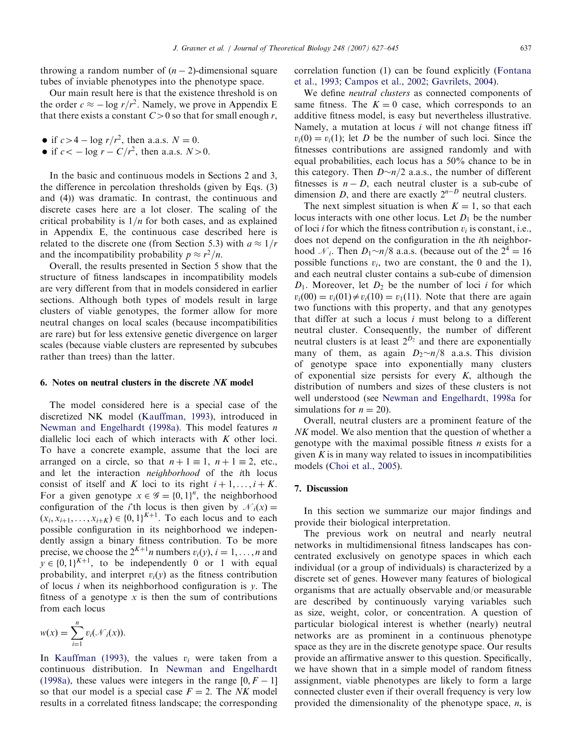throwing a random number of $(n-2)$-dimensional square tubes of inviable phenotypes into the phenotype space.

Our main result here is that the existence threshold is on the order $c \approx -\log r/r^2$. Namely, we prove in Appendix E that there exists a constant $C>0$ so that for small enough $r$,

- if $c > 4 - \log r/r^2$, then a.a.s. $N = 0$.
- if $c < -\log r - C/r^2$, then a.a.s. $N > 0$.

In the basic and continuous models in Sections 2 and 3, the difference in percolation thresholds (given by Eqs. (3) and (4)) was dramatic. In contrast, the continuous and discrete cases here are a lot closer. The scaling of the critical probability is $1/n$ for both cases, and as explained in Appendix E, the continuous case described here is related to the discrete one (from Section 5.3) with $a \approx 1/r$ and the incompatibility probability $p \approx r^2/n$.

Overall, the results presented in Section 5 show that the structure of fitness landscapes in incompatibility models are very different from that in models considered in earlier sections. Although both types of models result in large clusters of viable genotypes, the former allow for more neutral changes on local scales (because incompatibilities are rare) but for less extensive genetic divergence on larger scales (because viable clusters are represented by subcubes rather than trees) than the latter.

## 6. Notes on neutral clusters in the discrete *NK* model

The model considered here is a special case of the discretized NK model (Kauffman, 1993), introduced in Newman and Engelhardt (1998a). This model features $n$ diallelic loci each of which interacts with $K$ other loci. To have a concrete example, assume that the loci are arranged on a circle, so that $n+1 \equiv 1$, $n+1 \equiv 2$, etc., and let the interaction *neighborhood* of the $i$th locus consist of itself and $K$ loci to its right $i+1, \ldots, i+K$. For a given genotype $x \in \mathcal{G} = \{0,1\}^n$, the neighborhood configuration of the $i$'th locus is then given by $\mathcal{N}_i(x) = (x_i, x_{i+1}, \ldots, x_{i+K}) \in \{0,1\}^{K+1}$. To each locus and to each possible configuration in its neighborhood we independently assign a binary fitness contribution. To be more precise, we choose the $2^{K+1}n$ numbers $v_i(y)$, $i = 1, \ldots, n$ and $y \in \{0,1\}^{K+1}$, to be independently 0 or 1 with equal probability, and interpret $v_i(y)$ as the fitness contribution of locus $i$ when its neighborhood configuration is $y$. The fitness of a genotype $x$ is then the sum of contributions from each locus

$$w(x) = \sum_{i=1}^{n} v_i(\mathcal{N}_i(x)).$$

In Kauffman (1993), the values $v_i$ were taken from a continuous distribution. In Newman and Engelhardt (1998a), these values were integers in the range $[0, F-1]$ so that our model is a special case $F = 2$. The *NK* model results in a correlated fitness landscape; the corresponding correlation function (1) can be found explicitly (Fontana et al., 1993; Campos et al., 2002; Gavrilets, 2004).

We define *neutral clusters* as connected components of same fitness. The $K = 0$ case, which corresponds to an additive fitness model, is easy but nevertheless illustrative. Namely, a mutation at locus $i$ will not change fitness iff $v_i(0) = v_i(1)$; let $D$ be the number of such loci. Since the fitnesses contributions are assigned randomly and with equal probabilities, each locus has a 50% chance to be in this category. Then $D \sim n/2$ a.a.s., the number of different fitnesses is $n - D$, each neutral cluster is a sub-cube of dimension $D$, and there are exactly $2^{n-D}$ neutral clusters.

The next simplest situation is when $K = 1$, so that each locus interacts with one other locus. Let $D_1$ be the number of loci $i$ for which the fitness contribution $v_i$ is constant, i.e., does not depend on the configuration in the $i$th neighborhood $\mathcal{N}_i$. Then $D_1 \sim n/8$ a.a.s. (because out of the $2^4 = 16$ possible functions $v_i$, two are constant, the 0 and the 1), and each neutral cluster contains a sub-cube of dimension $D_1$. Moreover, let $D_2$ be the number of loci $i$ for which $v_i(00) = v_i(01) \neq v_i(10) = v_1(11)$. Note that there are again two functions with this property, and that any genotypes that differ at such a locus $i$ must belong to a different neutral cluster. Consequently, the number of different neutral clusters is at least $2^{D_2}$ and there are exponentially many of them, as again $D_2 \sim n/8$ a.a.s. This division of genotype space into exponentially many clusters of exponential size persists for every $K$, although the distribution of numbers and sizes of these clusters is not well understood (see Newman and Engelhardt, 1998a for simulations for $n = 20$).

Overall, neutral clusters are a prominent feature of the *NK* model. We also mention that the question of whether a genotype with the maximal possible fitness $n$ exists for a given $K$ is in many way related to issues in incompatibilities models (Choi et al., 2005).

## 7. Discussion

In this section we summarize our major findings and provide their biological interpretation.

The previous work on neutral and nearly neutral networks in multidimensional fitness landscapes has concentrated exclusively on genotype spaces in which each individual (or a group of individuals) is characterized by a discrete set of genes. However many features of biological organisms that are actually observable and/or measurable are described by continuously varying variables such as size, weight, color, or concentration. A question of particular biological interest is whether (nearly) neutral networks are as prominent in a continuous phenotype space as they are in the discrete genotype space. Our results provide an affirmative answer to this question. Specifically, we have shown that in a simple model of random fitness assignment, viable phenotypes are likely to form a large connected cluster even if their overall frequency is very low provided the dimensionality of the phenotype space, $n$, is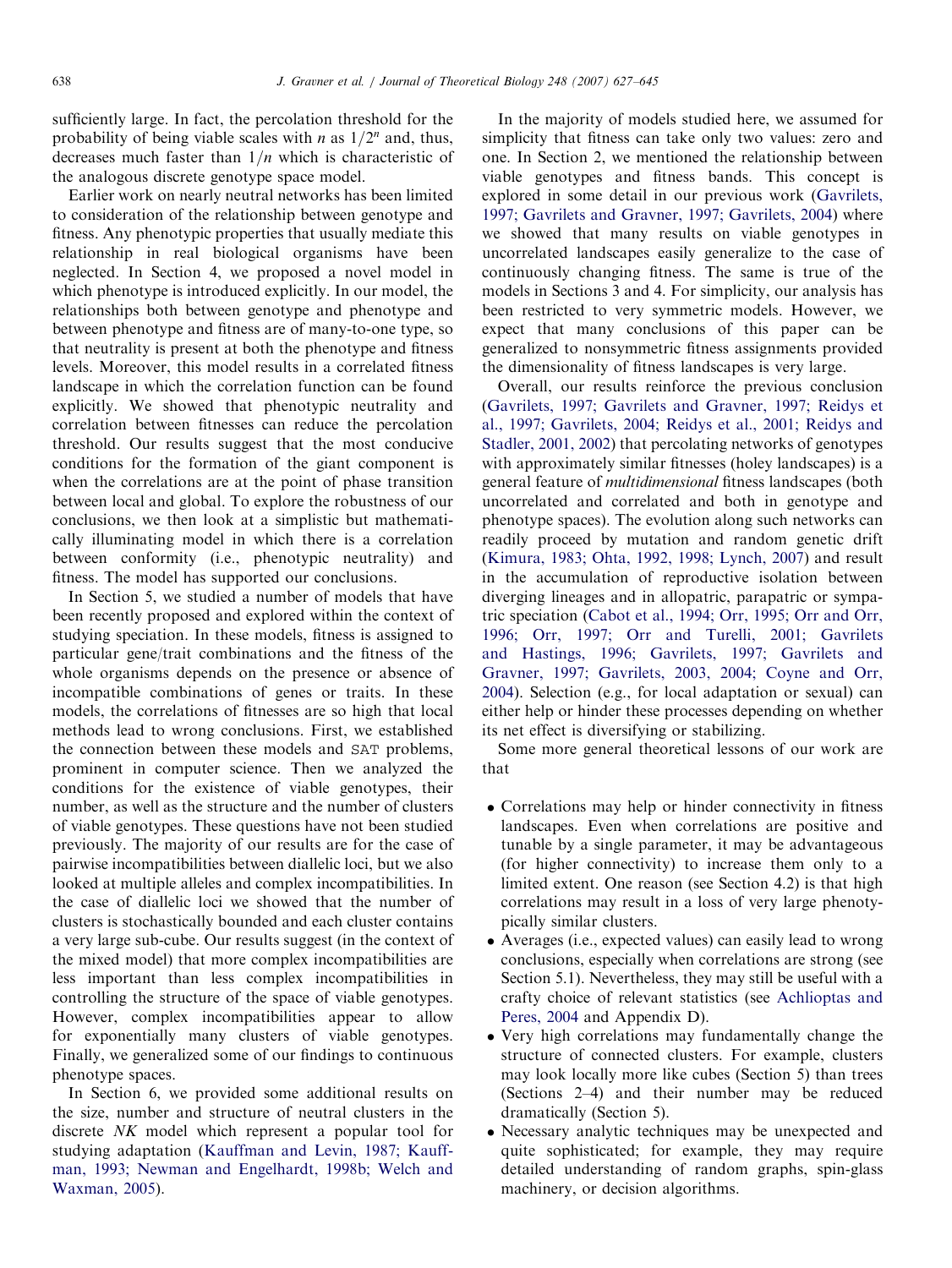sufficiently large. In fact, the percolation threshold for the probability of being viable scales with $n$ as $1/2^n$ and, thus, decreases much faster than $1/n$ which is characteristic of the analogous discrete genotype space model.

Earlier work on nearly neutral networks has been limited to consideration of the relationship between genotype and fitness. Any phenotypic properties that usually mediate this relationship in real biological organisms have been neglected. In Section 4, we proposed a novel model in which phenotype is introduced explicitly. In our model, the relationships both between genotype and phenotype and between phenotype and fitness are of many-to-one type, so that neutrality is present at both the phenotype and fitness levels. Moreover, this model results in a correlated fitness landscape in which the correlation function can be found explicitly. We showed that phenotypic neutrality and correlation between fitnesses can reduce the percolation threshold. Our results suggest that the most conducive conditions for the formation of the giant component is when the correlations are at the point of phase transition between local and global. To explore the robustness of our conclusions, we then look at a simplistic but mathematically illuminating model in which there is a correlation between conformity (i.e., phenotypic neutrality) and fitness. The model has supported our conclusions.

In Section 5, we studied a number of models that have been recently proposed and explored within the context of studying speciation. In these models, fitness is assigned to particular gene/trait combinations and the fitness of the whole organisms depends on the presence or absence of incompatible combinations of genes or traits. In these models, the correlations of fitnesses are so high that local methods lead to wrong conclusions. First, we established the connection between these models and SAT problems, prominent in computer science. Then we analyzed the conditions for the existence of viable genotypes, their number, as well as the structure and the number of clusters of viable genotypes. These questions have not been studied previously. The majority of our results are for the case of pairwise incompatibilities between diallelic loci, but we also looked at multiple alleles and complex incompatibilities. In the case of diallelic loci we showed that the number of clusters is stochastically bounded and each cluster contains a very large sub-cube. Our results suggest (in the context of the mixed model) that more complex incompatibilities are less important than less complex incompatibilities in controlling the structure of the space of viable genotypes. However, complex incompatibilities appear to allow for exponentially many clusters of viable genotypes. Finally, we generalized some of our findings to continuous phenotype spaces.

In Section 6, we provided some additional results on the size, number and structure of neutral clusters in the discrete $NK$ model which represent a popular tool for studying adaptation (Kauffman and Levin, 1987; Kauffman, 1993; Newman and Engelhardt, 1998b; Welch and Waxman, 2005).

In the majority of models studied here, we assumed for simplicity that fitness can take only two values: zero and one. In Section 2, we mentioned the relationship between viable genotypes and fitness bands. This concept is explored in some detail in our previous work (Gavrilets, 1997; Gavrilets and Gravner, 1997; Gavrilets, 2004) where we showed that many results on viable genotypes in uncorrelated landscapes easily generalize to the case of continuously changing fitness. The same is true of the models in Sections 3 and 4. For simplicity, our analysis has been restricted to very symmetric models. However, we expect that many conclusions of this paper can be generalized to nonsymmetric fitness assignments provided the dimensionality of fitness landscapes is very large.

Overall, our results reinforce the previous conclusion (Gavrilets, 1997; Gavrilets and Gravner, 1997; Reidys et al., 1997; Gavrilets, 2004; Reidys et al., 2001; Reidys and Stadler, 2001, 2002) that percolating networks of genotypes with approximately similar fitnesses (holey landscapes) is a general feature of *multidimensional* fitness landscapes (both uncorrelated and correlated and both in genotype and phenotype spaces). The evolution along such networks can readily proceed by mutation and random genetic drift (Kimura, 1983; Ohta, 1992, 1998; Lynch, 2007) and result in the accumulation of reproductive isolation between diverging lineages and in allopatric, parapatric or sympatric speciation (Cabot et al., 1994; Orr, 1995; Orr and Orr, 1996; Orr, 1997; Orr and Turelli, 2001; Gavrilets and Hastings, 1996; Gavrilets, 1997; Gavrilets and Gravner, 1997; Gavrilets, 2003, 2004; Coyne and Orr, 2004). Selection (e.g., for local adaptation or sexual) can either help or hinder these processes depending on whether its net effect is diversifying or stabilizing.

Some more general theoretical lessons of our work are that

- Correlations may help or hinder connectivity in fitness landscapes. Even when correlations are positive and tunable by a single parameter, it may be advantageous (for higher connectivity) to increase them only to a limited extent. One reason (see Section 4.2) is that high correlations may result in a loss of very large phenotypically similar clusters.
- Averages (i.e., expected values) can easily lead to wrong conclusions, especially when correlations are strong (see Section 5.1). Nevertheless, they may still be useful with a crafty choice of relevant statistics (see Achlioptas and Peres, 2004 and Appendix D).
- Very high correlations may fundamentally change the structure of connected clusters. For example, clusters may look locally more like cubes (Section 5) than trees (Sections 2–4) and their number may be reduced dramatically (Section 5).
- Necessary analytic techniques may be unexpected and quite sophisticated; for example, they may require detailed understanding of random graphs, spin-glass machinery, or decision algorithms.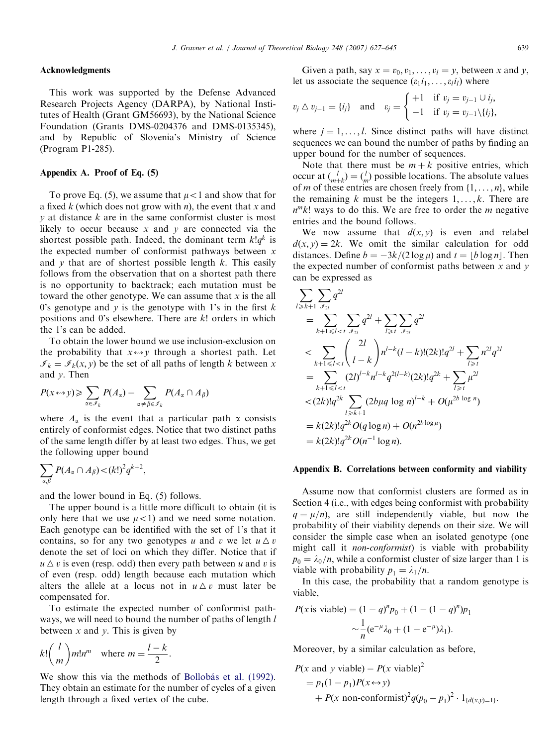## Acknowledgments

This work was supported by the Defense Advanced Research Projects Agency (DARPA), by National Institutes of Health (Grant GM56693), by the National Science Foundation (Grants DMS-0204376 and DMS-0135345), and by Republic of Slovenia's Ministry of Science (Program P1-285).

## Appendix A. Proof of Eq. (5)

To prove Eq. (5), we assume that $\mu < 1$ and show that for a fixed $k$ (which does not grow with $n$), the event that $x$ and $y$ at distance $k$ are in the same conformist cluster is most likely to occur because $x$ and $y$ are connected via the shortest possible path. Indeed, the dominant term $k!q^k$ is the expected number of conformist pathways between $x$ and $y$ that are of shortest possible length $k$. This easily follows from the observation that on a shortest path there is no opportunity to backtrack; each mutation must be toward the other genotype. We can assume that $x$ is the all 0's genotype and $y$ is the genotype with 1's in the first $k$ positions and 0's elsewhere. There are $k!$ orders in which the 1's can be added.

To obtain the lower bound we use inclusion-exclusion on the probability that $x \leftrightarrow y$ through a shortest path. Let $\mathscr{I}_k = \mathscr{I}_k(x, y)$ be the set of all paths of length $k$ between $x$ and $y$. Then

$$P(x \leftrightarrow y) \geqslant \sum_{\alpha \in \mathscr{I}_k} P(A_\alpha) - \sum_{\alpha \neq \beta \in \mathscr{I}_k} P(A_\alpha \cap A_\beta)$$

where $A_\alpha$ is the event that a particular path $\alpha$ consists entirely of conformist edges. Notice that two distinct paths of the same length differ by at least two edges. Thus, we get the following upper bound

$$\sum_{\alpha,\beta} P(A_\alpha \cap A_\beta) < (k!)^2 q^{k+2},$$

and the lower bound in Eq. (5) follows.

The upper bound is a little more difficult to obtain (it is only here that we use $\mu < 1$) and we need some notation. Each genotype can be identified with the set of 1's that it contains, so for any two genotypes $u$ and $v$ we let $u \triangle v$ denote the set of loci on which they differ. Notice that if $u \triangle v$ is even (resp. odd) then every path between $u$ and $v$ is of even (resp. odd) length because each mutation which alters the allele at a locus not in $u \triangle v$ must later be compensated for.

To estimate the expected number of conformist pathways, we will need to bound the number of paths of length $l$ between $x$ and $y$. This is given by

$$k!\binom{l}{m} m! n^m \quad \text{where } m = \frac{l-k}{2}.$$

We show this via the methods of Bollobás et al. (1992). They obtain an estimate for the number of cycles of a given length through a fixed vertex of the cube.

Given a path, say $x = v_0, v_1, \ldots, v_l = y$, between $x$ and $y$, let us associate the sequence $(\varepsilon_1 i_1, \ldots, \varepsilon_l i_l)$ where

$$v_j \triangle v_{j-1} = \{i_j\} \quad \text{and} \quad \varepsilon_j = \begin{cases} +1 & \text{if } v_j = v_{j-1} \cup i_j, \\ -1 & \text{if } v_j = v_{j-1} \backslash \{i_j\}, \end{cases}$$

where $j = 1, \ldots, l$. Since distinct paths will have distinct sequences we can bound the number of paths by finding an upper bound for the number of sequences.

Note that there must be $m + k$ positive entries, which occur at $\binom{l}{m+k} = \binom{l}{m}$ possible locations. The absolute values of $m$ of these entries are chosen freely from $\{1, \ldots, n\}$, while the remaining $k$ must be the integers $1, \ldots, k$. There are $n^m k!$ ways to do this. We are free to order the $m$ negative entries and the bound follows.

We now assume that $d(x, y)$ is even and relabel $d(x, y) = 2k$. We omit the similar calculation for odd distances. Define $b = -3k/(2\log\mu)$ and $t = \lfloor b \log n \rfloor$. Then the expected number of conformist paths between $x$ and $y$ can be expressed as

$$\begin{aligned}
&\sum_{l \geqslant k+1} \sum_{\mathscr{I}_{2l}} q^{2l} \\
&= \sum_{k+1 \leqslant l < t} \sum_{\mathscr{I}_{2l}} q^{2l} + \sum_{l \geqslant t} \sum_{\mathscr{I}_{2l}} q^{2l} \\
&< \sum_{k+1 \leqslant l < t} \binom{2l}{l-k} n^{l-k} (l-k)!(2k)! q^{2l} + \sum_{l \geqslant t} n^{2l} q^{2l} \\
&= \sum_{k+1 \leqslant l < t} (2l)^{l-k} n^{l-k} q^{2(l-k)} (2k)! q^{2k} + \sum_{l \geqslant t} \mu^{2l} \\
&< (2k)! q^{2k} \sum_{l \geqslant k+1} (2b\mu q \log n)^{l-k} + O(\mu^{2b \log n}) \\
&= k(2k)! q^{2k} O(q \log n) + O(n^{2b \log \mu}) \\
&= k(2k)! q^{2k} O(n^{-1} \log n).
\end{aligned}$$

## Appendix B. Correlations between conformity and viability

Assume now that conformist clusters are formed as in Section 4 (i.e., with edges being conformist with probability $q = \mu/n$), are still independently viable, but now the probability of their viability depends on their size. We will consider the simple case when an isolated genotype (one might call it *non-conformist*) is viable with probability $p_0 = \lambda_0/n$, while a conformist cluster of size larger than 1 is viable with probability $p_1 = \lambda_1/n$.

In this case, the probability that a random genotype is viable,

$$\begin{aligned}
P(x \text{ is viable}) &= (1-q)^n p_0 + (1 - (1-q)^n) p_1 \\
&\sim \frac{1}{n}(e^{-\mu}\lambda_0 + (1 - e^{-\mu})\lambda_1).
\end{aligned}$$

Moreover, by a similar calculation as before,

$$\begin{aligned}
&P(x \text{ and } y \text{ viable}) - P(x \text{ viable})^2 \\
&= p_1(1-p_1) P(x \leftrightarrow y) \\
&\quad + P(x \text{ non-conformist})^2 q (p_0 - p_1)^2 \cdot 1_{\{d(x,y)=1\}}.
\end{aligned}$$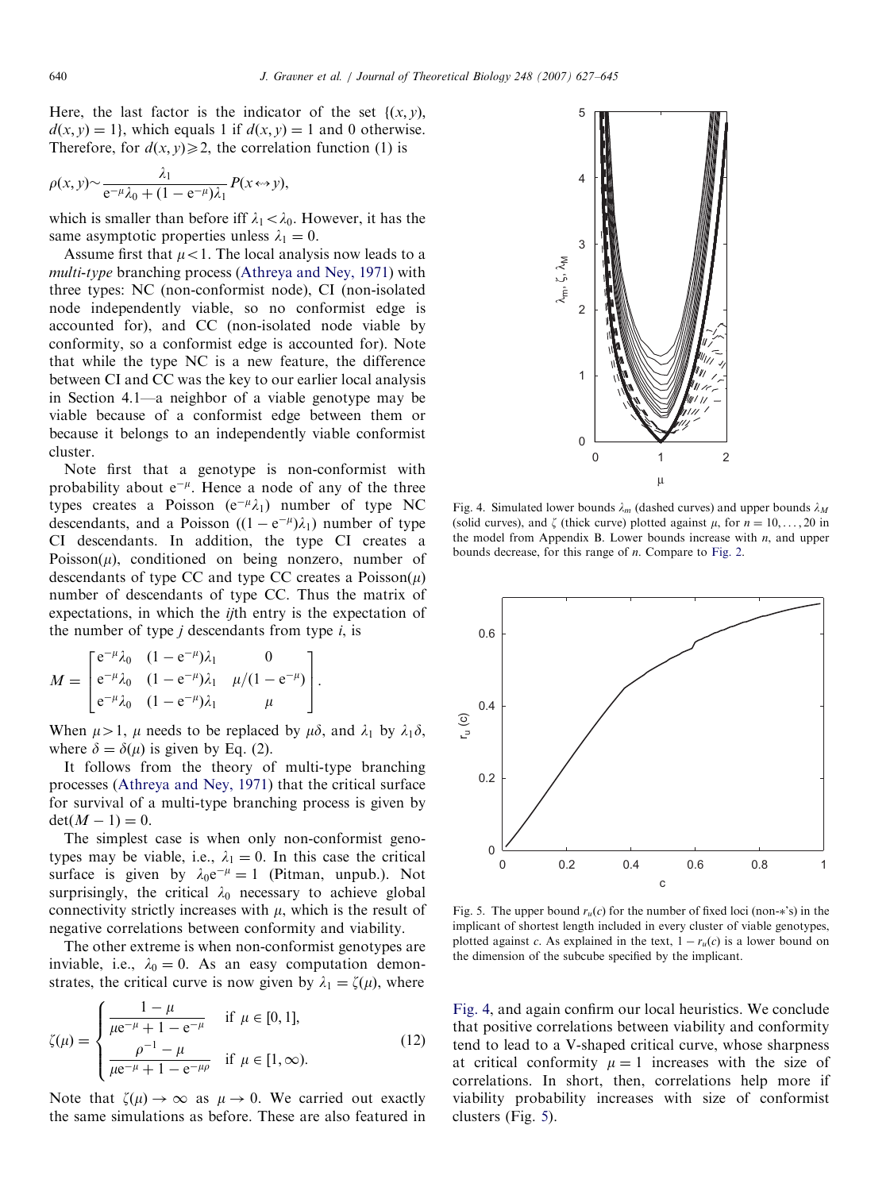Here, the last factor is the indicator of the set $\{(x, y), d(x, y) = 1\}$, which equals 1 if $d(x, y) = 1$ and 0 otherwise. Therefore, for $d(x, y) \geq 2$, the correlation function (1) is

$$\rho(x, y) \sim \frac{\lambda_1}{e^{-\mu}\lambda_0 + (1 - e^{-\mu})\lambda_1} P(x \leftrightarrow y),$$

which is smaller than before iff $\lambda_1 < \lambda_0$. However, it has the same asymptotic properties unless $\lambda_1 = 0$.

Assume first that $\mu < 1$. The local analysis now leads to a *multi-type* branching process (Athreya and Ney, 1971) with three types: NC (non-conformist node), CI (non-isolated node independently viable, so no conformist edge is accounted for), and CC (non-isolated node viable by conformity, so a conformist edge is accounted for). Note that while the type NC is a new feature, the difference between CI and CC was the key to our earlier local analysis in Section 4.1—a neighbor of a viable genotype may be viable because of a conformist edge between them or because it belongs to an independently viable conformist cluster.

Note first that a genotype is non-conformist with probability about $e^{-\mu}$. Hence a node of any of the three types creates a Poisson $(e^{-\mu}\lambda_1)$ number of type NC descendants, and a Poisson $((1 - e^{-\mu})\lambda_1)$ number of type CI descendants. In addition, the type CI creates a Poisson($\mu$), conditioned on being nonzero, number of descendants of type CC and type CC creates a Poisson($\mu$) number of descendants of type CC. Thus the matrix of expectations, in which the *ij*th entry is the expectation of the number of type *j* descendants from type *i*, is

$$M = \begin{bmatrix} e^{-\mu}\lambda_0 & (1 - e^{-\mu})\lambda_1 & 0 \\ e^{-\mu}\lambda_0 & (1 - e^{-\mu})\lambda_1 & \mu/(1 - e^{-\mu}) \\ e^{-\mu}\lambda_0 & (1 - e^{-\mu})\lambda_1 & \mu \end{bmatrix}.$$

When $\mu > 1$, $\mu$ needs to be replaced by $\mu\delta$, and $\lambda_1$ by $\lambda_1\delta$, where $\delta = \delta(\mu)$ is given by Eq. (2).

It follows from the theory of multi-type branching processes (Athreya and Ney, 1971) that the critical surface for survival of a multi-type branching process is given by $\det(M - 1) = 0$.

The simplest case is when only non-conformist genotypes may be viable, i.e., $\lambda_1 = 0$. In this case the critical surface is given by $\lambda_0 e^{-\mu} = 1$ (Pitman, unpub.). Not surprisingly, the critical $\lambda_0$ necessary to achieve global connectivity strictly increases with $\mu$, which is the result of negative correlations between conformity and viability.

The other extreme is when non-conformist genotypes are inviable, i.e., $\lambda_0 = 0$. As an easy computation demonstrates, the critical curve is now given by $\lambda_1 = \zeta(\mu)$, where

$$\zeta(\mu) = \begin{cases} \dfrac{1 - \mu}{\mu e^{-\mu} + 1 - e^{-\mu}} & \text{if } \mu \in [0, 1], \\[2ex] \dfrac{\rho^{-1} - \mu}{\mu e^{-\mu} + 1 - e^{-\mu\rho}} & \text{if } \mu \in [1, \infty). \end{cases} \tag{12}$$

Note that $\zeta(\mu) \to \infty$ as $\mu \to 0$. We carried out exactly the same simulations as before. These are also featured in Fig. 4, and again confirm our local heuristics. We conclude that positive correlations between viability and conformity tend to lead to a V-shaped critical curve, whose sharpness at critical conformity $\mu = 1$ increases with the size of correlations. In short, then, correlations help more if viability probability increases with size of conformist clusters (Fig. 5).

Fig. 4. Simulated lower bounds $\lambda_m$ (dashed curves) and upper bounds $\lambda_M$ (solid curves), and $\zeta$ (thick curve) plotted against $\mu$, for $n = 10, \ldots, 20$ in the model from Appendix B. Lower bounds increase with $n$, and upper bounds decrease, for this range of $n$. Compare to Fig. 2.

Fig. 5. The upper bound $r_u(c)$ for the number of fixed loci (non-$*$'s) in the implicant of shortest length included in every cluster of viable genotypes, plotted against $c$. As explained in the text, $1 - r_u(c)$ is a lower bound on the dimension of the subcube specified by the implicant.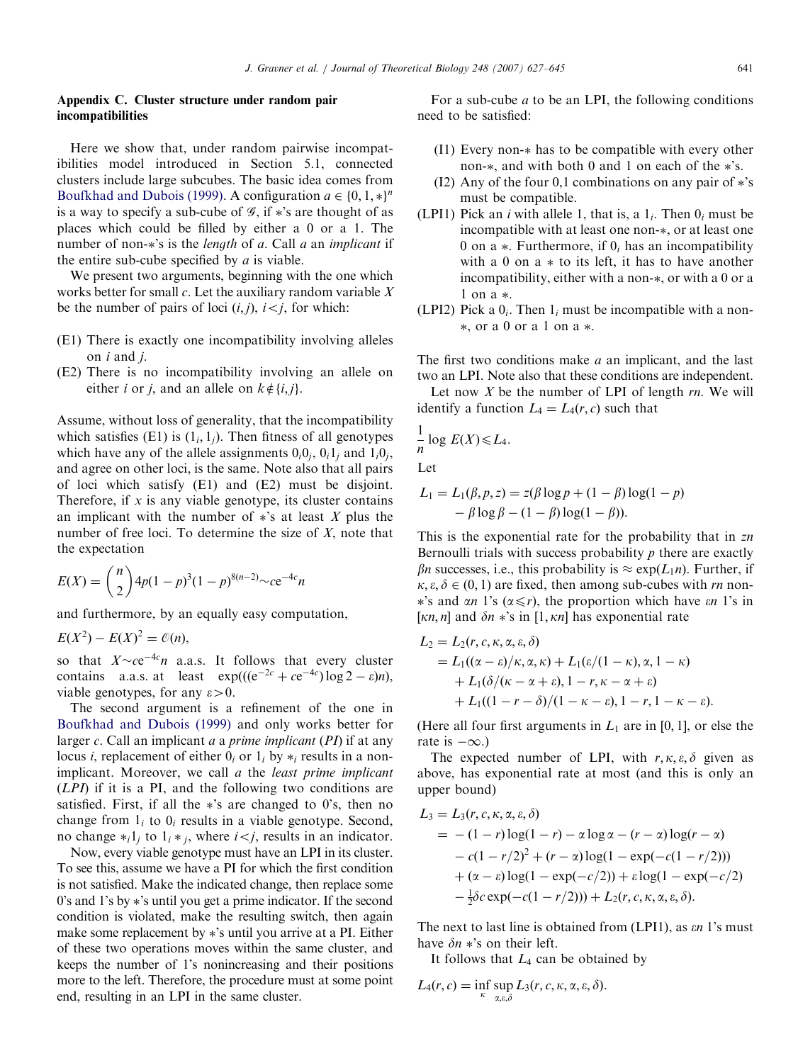## Appendix C. Cluster structure under random pair incompatibilities

Here we show that, under random pairwise incompatibilities model introduced in Section 5.1, connected clusters include large subcubes. The basic idea comes from Boufkhad and Dubois (1999). A configuration $a \in \{0, 1, *\}^n$ is a way to specify a sub-cube of $\mathcal{G}$, if $*$'s are thought of as places which could be filled by either a 0 or a 1. The number of non-$*$'s is the *length* of $a$. Call $a$ an *implicant* if the entire sub-cube specified by $a$ is viable.

We present two arguments, beginning with the one which works better for small $c$. Let the auxiliary random variable $X$ be the number of pairs of loci $(i, j)$, $i<j$, for which:

(E1) There is exactly one incompatibility involving alleles on $i$ and $j$.

(E2) There is no incompatibility involving an allele on either $i$ or $j$, and an allele on $k \notin \{i, j\}$.

Assume, without loss of generality, that the incompatibility which satisfies (E1) is $(1_i, 1_j)$. Then fitness of all genotypes which have any of the allele assignments $0_i0_j$, $0_i1_j$ and $1_i0_j$, and agree on other loci, is the same. Note also that all pairs of loci which satisfy (E1) and (E2) must be disjoint. Therefore, if $x$ is any viable genotype, its cluster contains an implicant with the number of $*$'s at least $X$ plus the number of free loci. To determine the size of $X$, note that the expectation

$$E(X) = \binom{n}{2} 4p(1-p)^3(1-p)^{8(n-2)} \sim c\mathrm{e}^{-4c}n$$

and furthermore, by an equally easy computation,

$$E(X^2) - E(X)^2 = \mathcal{O}(n),$$

so that $X \sim c\mathrm{e}^{-4c}n$ a.a.s. It follows that every cluster contains a.a.s. at least $\exp(((\mathrm{e}^{-2c} + c\mathrm{e}^{-4c})\log 2 - \varepsilon)n)$, viable genotypes, for any $\varepsilon > 0$.

The second argument is a refinement of the one in Boufkhad and Dubois (1999) and only works better for larger $c$. Call an implicant $a$ a *prime implicant* (*PI*) if at any locus $i$, replacement of either $0_i$ or $1_i$ by $*_i$ results in a non-implicant. Moreover, we call $a$ the *least prime implicant* (*LPI*) if it is a PI, and the following two conditions are satisfied. First, if all the $*$'s are changed to 0's, then no change from $1_i$ to $0_i$ results in a viable genotype. Second, no change $*_i1_j$ to $1_i*_j$, where $i<j$, results in an indicator.

Now, every viable genotype must have an LPI in its cluster. To see this, assume we have a PI for which the first condition is not satisfied. Make the indicated change, then replace some 0's and 1's by $*$'s until you get a prime indicator. If the second condition is violated, make the resulting switch, then again make some replacement by $*$'s until you arrive at a PI. Either of these two operations moves within the same cluster, and keeps the number of 1's nonincreasing and their positions more to the left. Therefore, the procedure must at some point end, resulting in an LPI in the same cluster.

For a sub-cube $a$ to be an LPI, the following conditions need to be satisfied:

(I1) Every non-$*$ has to be compatible with every other non-$*$, and with both 0 and 1 on each of the $*$'s.

(I2) Any of the four 0,1 combinations on any pair of $*$'s must be compatible.

(LPI1) Pick an $i$ with allele 1, that is, a $1_i$. Then $0_i$ must be incompatible with at least one non-$*$, or at least one 0 on a $*$. Furthermore, if $0_i$ has an incompatibility with a 0 on a $*$ to its left, it has to have another incompatibility, either with a non-$*$, or with a 0 or a 1 on a $*$.

(LPI2) Pick a $0_i$. Then $1_i$ must be incompatible with a non-$*$, or a 0 or a 1 on a $*$.

The first two conditions make $a$ an implicant, and the last two an LPI. Note also that these conditions are independent.

Let now $X$ be the number of LPI of length $rn$. We will identify a function $L_4 = L_4(r, c)$ such that

$$\frac{1}{n}\log E(X) \leqslant L_4.$$

Let

$$L_1 = L_1(\beta, p, z) = z(\beta \log p + (1-\beta)\log(1-p) - \beta\log\beta - (1-\beta)\log(1-\beta)).$$

This is the exponential rate for the probability that in $zn$ Bernoulli trials with success probability $p$ there are exactly $\beta n$ successes, i.e., this probability is $\approx \exp(L_1 n)$. Further, if $\kappa, \varepsilon, \delta \in (0, 1)$ are fixed, then among sub-cubes with $rn$ non-$*$'s and $\alpha n$ 1's ($\alpha \leqslant r$), the proportion which have $\varepsilon n$ 1's in $[\kappa n, n]$ and $\delta n$ $*$'s in $[1, \kappa n]$ has exponential rate

$$\begin{aligned}
L_2 &= L_2(r, c, \kappa, \alpha, \varepsilon, \delta) \\
&= L_1((\alpha-\varepsilon)/\kappa, \alpha, \kappa) + L_1(\varepsilon/(1-\kappa), \alpha, 1-\kappa) \\
&\quad + L_1(\delta/(\kappa-\alpha+\varepsilon), 1-r, \kappa-\alpha+\varepsilon) \\
&\quad + L_1((1-r-\delta)/(1-\kappa-\varepsilon), 1-r, 1-\kappa-\varepsilon).
\end{aligned}$$

(Here all four first arguments in $L_1$ are in $[0, 1]$, or else the rate is $-\infty$.)

The expected number of LPI, with $r, \kappa, \varepsilon, \delta$ given as above, has exponential rate at most (and this is only an upper bound)

$$\begin{aligned}
L_3 &= L_3(r, c, \kappa, \alpha, \varepsilon, \delta) \\
&= -(1-r)\log(1-r) - \alpha\log\alpha - (r-\alpha)\log(r-\alpha) \\
&\quad - c(1-r/2)^2 + (r-\alpha)\log(1-\exp(-c(1-r/2))) \\
&\quad + (\alpha-\varepsilon)\log(1-\exp(-c/2)) + \varepsilon\log(1-\exp(-c/2) \\
&\quad - \tfrac{1}{2}\delta c\exp(-c(1-r/2))) + L_2(r, c, \kappa, \alpha, \varepsilon, \delta).
\end{aligned}$$

The next to last line is obtained from (LPI1), as $\varepsilon n$ 1's must have $\delta n$ $*$'s on their left.

It follows that $L_4$ can be obtained by

$$L_4(r, c) = \inf_{\kappa} \sup_{\alpha, \varepsilon, \delta} L_3(r, c, \kappa, \alpha, \varepsilon, \delta).$$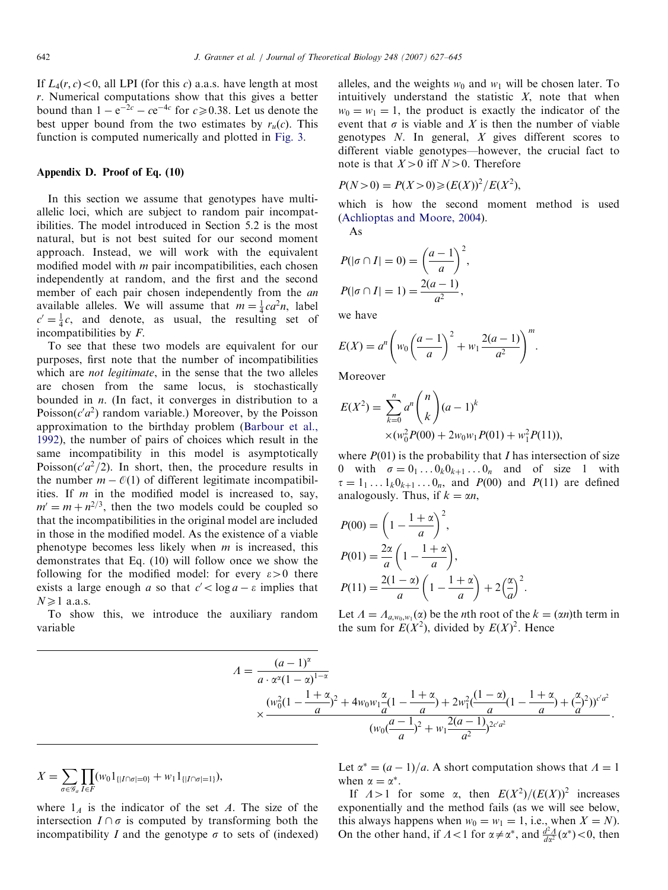If $L_4(r,c) < 0$, all LPI (for this $c$) a.a.s. have length at most $r$. Numerical computations show that this gives a better bound than $1 - e^{-2c} - ce^{-4c}$ for $c \geqslant 0.38$. Let us denote the best upper bound from the two estimates by $r_u(c)$. This function is computed numerically and plotted in Fig. 3.

## Appendix D. Proof of Eq. (10)

In this section we assume that genotypes have multi-allelic loci, which are subject to random pair incompatibilities. The model introduced in Section 5.2 is the most natural, but is not best suited for our second moment approach. Instead, we will work with the equivalent modified model with $m$ pair incompatibilities, each chosen independently at random, and the first and the second member of each pair chosen independently from the *an* available alleles. We will assume that $m = \frac{1}{4}ca^2n$, label $c' = \frac{1}{4}c$, and denote, as usual, the resulting set of incompatibilities by $F$.

To see that these two models are equivalent for our purposes, first note that the number of incompatibilities which are *not legitimate*, in the sense that the two alleles are chosen from the same locus, is stochastically bounded in $n$. (In fact, it converges in distribution to a Poisson($c'a^2$) random variable.) Moreover, by the Poisson approximation to the birthday problem (Barbour et al., 1992), the number of pairs of choices which result in the same incompatibility in this model is asymptotically Poisson($c'a^2/2$). In short, then, the procedure results in the number $m - \mathcal{O}(1)$ of different legitimate incompatibilities. If $m$ in the modified model is increased to, say, $m' = m + n^{2/3}$, then the two models could be coupled so that the incompatibilities in the original model are included in those in the modified model. As the existence of a viable phenotype becomes less likely when $m$ is increased, this demonstrates that Eq. (10) will follow once we show the following for the modified model: for every $\varepsilon > 0$ there exists a large enough $a$ so that $c' < \log a - \varepsilon$ implies that $N \geqslant 1$ a.a.s.

To show this, we introduce the auxiliary random variable

$$X = \sum_{\sigma \in \mathcal{G}_a} \prod_{I \in F} (w_0 1_{\{|I \cap \sigma| = 0\}} + w_1 1_{\{|I \cap \sigma| = 1\}}),$$

where $1_A$ is the indicator of the set $A$. The size of the intersection $I \cap \sigma$ is computed by transforming both the incompatibility $I$ and the genotype $\sigma$ to sets of (indexed) alleles, and the weights $w_0$ and $w_1$ will be chosen later. To intuitively understand the statistic $X$, note that when $w_0 = w_1 = 1$, the product is exactly the indicator of the event that $\sigma$ is viable and $X$ is then the number of viable genotypes $N$. In general, $X$ gives different scores to different viable genotypes—however, the crucial fact to note is that $X > 0$ iff $N > 0$. Therefore

$$P(N > 0) = P(X > 0) \geqslant (E(X))^2 / E(X^2),$$

which is how the second moment method is used (Achlioptas and Moore, 2004).

As

$$P(|\sigma \cap I| = 0) = \left(\frac{a-1}{a}\right)^2,$$

$$P(|\sigma \cap I| = 1) = \frac{2(a-1)}{a^2},$$

we have

$$E(X) = a^n \left( w_0 \left(\frac{a-1}{a}\right)^2 + w_1 \frac{2(a-1)}{a^2} \right)^m.$$

Moreover

$$E(X^2) = \sum_{k=0}^{n} a^n \binom{n}{k} (a-1)^k \times (w_0^2 P(00) + 2w_0 w_1 P(01) + w_1^2 P(11)),$$

where $P(01)$ is the probability that $I$ has intersection of size 0 with $\sigma = 0_1 \ldots 0_k 0_{k+1} \ldots 0_n$ and of size 1 with $\tau = 1_1 \ldots 1_k 0_{k+1} \ldots 0_n$, and $P(00)$ and $P(11)$ are defined analogously. Thus, if $k = \alpha n$,

$$P(00) = \left(1 - \frac{1+\alpha}{a}\right)^2,$$

$$P(01) = \frac{2\alpha}{a}\left(1 - \frac{1+\alpha}{a}\right),$$

$$P(11) = \frac{2(1-\alpha)}{a}\left(1 - \frac{1+\alpha}{a}\right) + 2\left(\frac{\alpha}{a}\right)^2.$$

Let $\Lambda = \Lambda_{a,w_0,w_1}(\alpha)$ be the $n$th root of the $k = (\alpha n)$th term in the sum for $E(X^2)$, divided by $E(X)^2$. Hence

$$\Lambda = \frac{(a-1)^\alpha}{a \cdot \alpha^\alpha (1-\alpha)^{1-\alpha}} \times \frac{(w_0^2(1 - \frac{1+\alpha}{a})^2 + 4w_0 w_1 \frac{\alpha}{a}(1 - \frac{1+\alpha}{a}) + 2w_1^2(\frac{(1-\alpha)}{a}(1 - \frac{1+\alpha}{a}) + (\frac{\alpha}{a})^2))^{c'a^2}}{(w_0(\frac{a-1}{a})^2 + w_1 \frac{2(a-1)}{a^2})^{2c'a^2}}.$$

Let $\alpha^* = (a-1)/a$. A short computation shows that $\Lambda = 1$ when $\alpha = \alpha^*$.

If $\Lambda > 1$ for some $\alpha$, then $E(X^2)/(E(X))^2$ increases exponentially and the method fails (as we will see below, this always happens when $w_0 = w_1 = 1$, i.e., when $X = N$). On the other hand, if $\Lambda < 1$ for $\alpha \neq \alpha^*$, and $\frac{d^2\Lambda}{d\alpha^2}(\alpha^*) < 0$, then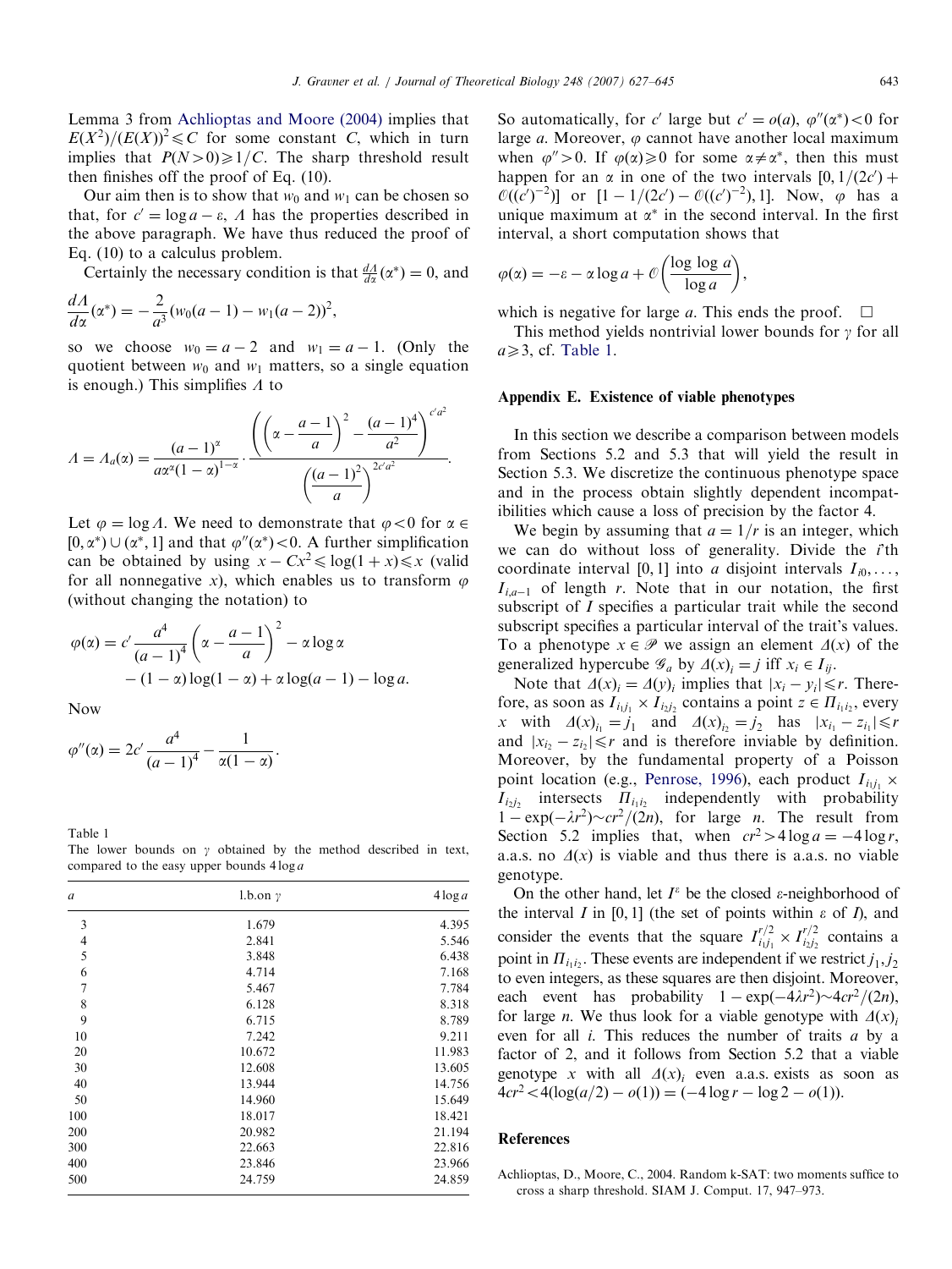Lemma 3 from Achlioptas and Moore (2004) implies that $E(X^2)/(E(X))^2 \leqslant C$ for some constant $C$, which in turn implies that $P(N>0) \geqslant 1/C$. The sharp threshold result then finishes off the proof of Eq. (10).

Our aim then is to show that $w_0$ and $w_1$ can be chosen so that, for $c' = \log a - \varepsilon$, $\Lambda$ has the properties described in the above paragraph. We have thus reduced the proof of Eq. (10) to a calculus problem.

Certainly the necessary condition is that $\frac{d\Lambda}{d\alpha}(\alpha^*) = 0$, and

$$\frac{d\Lambda}{d\alpha}(\alpha^*) = -\frac{2}{a^3}(w_0(a-1) - w_1(a-2))^2,$$

so we choose $w_0 = a-2$ and $w_1 = a-1$. (Only the quotient between $w_0$ and $w_1$ matters, so a single equation is enough.) This simplifies $\Lambda$ to

$$\Lambda = \Lambda_a(\alpha) = \frac{(a-1)^\alpha}{a\alpha^\alpha(1-\alpha)^{1-\alpha}} \cdot \frac{\left(\left(\alpha - \frac{a-1}{a}\right)^2 - \frac{(a-1)^4}{a^2}\right)^{c'a^2}}{\left(\frac{(a-1)^2}{a}\right)^{2c'a^2}}.$$

Let $\varphi = \log \Lambda$. We need to demonstrate that $\varphi < 0$ for $\alpha \in [0, \alpha^*) \cup (\alpha^*, 1]$ and that $\varphi''(\alpha^*) < 0$. A further simplification can be obtained by using $x - Cx^2 \leqslant \log(1+x) \leqslant x$ (valid for all nonnegative $x$), which enables us to transform $\varphi$ (without changing the notation) to

$$\varphi(\alpha) = c' \frac{a^4}{(a-1)^4}\left(\alpha - \frac{a-1}{a}\right)^2 - \alpha \log \alpha - (1-\alpha)\log(1-\alpha) + \alpha \log(a-1) - \log a.$$

Now

$$\varphi''(\alpha) = 2c' \frac{a^4}{(a-1)^4} - \frac{1}{\alpha(1-\alpha)}.$$

So automatically, for $c'$ large but $c' = o(a)$, $\varphi''(\alpha^*) < 0$ for large $a$. Moreover, $\varphi$ cannot have another local maximum when $\varphi'' > 0$. If $\varphi(\alpha) \geqslant 0$ for some $\alpha \neq \alpha^*$, then this must happen for an $\alpha$ in one of the two intervals $[0, 1/(2c') + \mathcal{O}((c')^{-2})]$ or $[1 - 1/(2c') - \mathcal{O}((c')^{-2}), 1]$. Now, $\varphi$ has a unique maximum at $\alpha^*$ in the second interval. In the first interval, a short computation shows that

$$\varphi(\alpha) = -\varepsilon - \alpha \log a + \mathcal{O}\left(\frac{\log\log a}{\log a}\right),$$

which is negative for large $a$. This ends the proof. $\square$

This method yields nontrivial lower bounds for $\gamma$ for all $a \geqslant 3$, cf. Table 1.

Table 1
The lower bounds on $\gamma$ obtained by the method described in text, compared to the easy upper bounds $4\log a$

| $a$ | l.b.on $\gamma$ | $4 \log a$ |
|---|---|---|
| 3 | 1.679 | 4.395 |
| 4 | 2.841 | 5.546 |
| 5 | 3.848 | 6.438 |
| 6 | 4.714 | 7.168 |
| 7 | 5.467 | 7.784 |
| 8 | 6.128 | 8.318 |
| 9 | 6.715 | 8.789 |
| 10 | 7.242 | 9.211 |
| 20 | 10.672 | 11.983 |
| 30 | 12.608 | 13.605 |
| 40 | 13.944 | 14.756 |
| 50 | 14.960 | 15.649 |
| 100 | 18.017 | 18.421 |
| 200 | 20.982 | 21.194 |
| 300 | 22.663 | 22.816 |
| 400 | 23.846 | 23.966 |
| 500 | 24.759 | 24.859 |

## Appendix E. Existence of viable phenotypes

In this section we describe a comparison between models from Sections 5.2 and 5.3 that will yield the result in Section 5.3. We discretize the continuous phenotype space and in the process obtain slightly dependent incompatibilities which cause a loss of precision by the factor 4.

We begin by assuming that $a = 1/r$ is an integer, which we can do without loss of generality. Divide the $i$'th coordinate interval $[0, 1]$ into $a$ disjoint intervals $I_{i0}, \ldots, I_{i,a-1}$ of length $r$. Note that in our notation, the first subscript of $I$ specifies a particular trait while the second subscript specifies a particular interval of the trait's values. To a phenotype $x \in \mathscr{P}$ we assign an element $\Delta(x)$ of the generalized hypercube $\mathscr{G}_a$ by $\Delta(x)_i = j$ iff $x_i \in I_{ij}$.

Note that $\Delta(x)_i = \Delta(y)_i$ implies that $|x_i - y_i| \leqslant r$. Therefore, as soon as $I_{i_1 j_1} \times I_{i_2 j_2}$ contains a point $z \in \Pi_{i_1 i_2}$, every $x$ with $\Delta(x)_{i_1} = j_1$ and $\Delta(x)_{i_2} = j_2$ has $|x_{i_1} - z_{i_1}| \leqslant r$ and $|x_{i_2} - z_{i_2}| \leqslant r$ and is therefore inviable by definition. Moreover, by the fundamental property of a Poisson point location (e.g., Penrose, 1996), each product $I_{i_1 j_1} \times I_{i_2 j_2}$ intersects $\Pi_{i_1 i_2}$ independently with probability $1 - \exp(-\lambda r^2) \sim cr^2/(2n)$, for large $n$. The result from Section 5.2 implies that, when $cr^2 > 4\log a = -4\log r$, a.a.s. no $\Delta(x)$ is viable and thus there is a.a.s. no viable genotype.

On the other hand, let $I^\varepsilon$ be the closed $\varepsilon$-neighborhood of the interval $I$ in $[0,1]$ (the set of points within $\varepsilon$ of $I$), and consider the events that the square $I_{i_1 j_1}^{r/2} \times I_{i_2 j_2}^{r/2}$ contains a point in $\Pi_{i_1 i_2}$. These events are independent if we restrict $j_1, j_2$ to even integers, as these squares are then disjoint. Moreover, each event has probability $1 - \exp(-4\lambda r^2) \sim 4cr^2/(2n)$, for large $n$. We thus look for a viable genotype with $\Delta(x)_i$ even for all $i$. This reduces the number of traits $a$ by a factor of 2, and it follows from Section 5.2 that a viable genotype $x$ with all $\Delta(x)_i$ even a.a.s. exists as soon as $4cr^2 < 4(\log(a/2) - o(1)) = (-4\log r - \log 2 - o(1))$.

## References

Achlioptas, D., Moore, C., 2004. Random k-SAT: two moments suffice to cross a sharp threshold. SIAM J. Comput. 17, 947–973.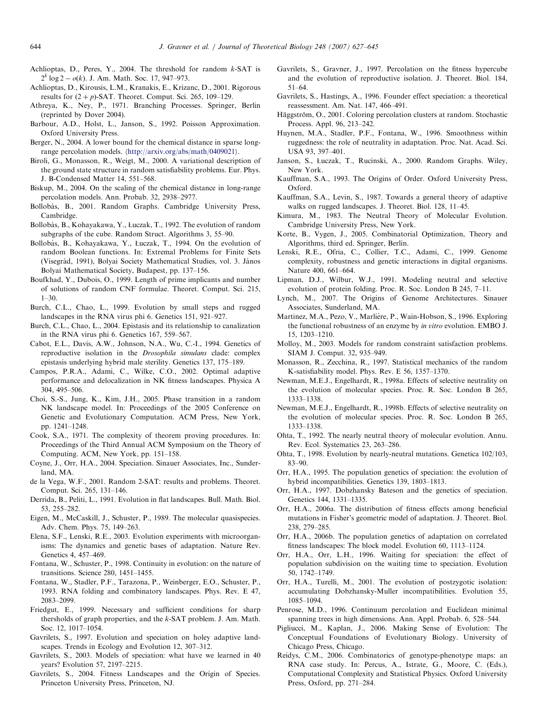Achlioptas, D., Peres, Y., 2004. The threshold for random $k$-SAT is $2^k \log 2 - o(k)$. J. Am. Math. Soc. 17, 947–973.

Achlioptas, D., Kirousis, L.M., Kranakis, E., Krizanc, D., 2001. Rigorous results for $(2+p)$-SAT. Theoret. Comput. Sci. 265, 109–129.

Athreya, K., Ney, P., 1971. Branching Processes. Springer, Berlin (reprinted by Dover 2004).

Barbour, A.D., Holst, L., Janson, S., 1992. Poisson Approximation. Oxford University Press.

Berger, N., 2004. A lower bound for the chemical distance in sparse long-range percolation models. ⟨http://arxiv.org/abs/math/0409021⟩.

Biroli, G., Monasson, R., Weigt, M., 2000. A variational description of the ground state structure in random satisfiability problems. Eur. Phys. J. B-Condensed Matter 14, 551–568.

Biskup, M., 2004. On the scaling of the chemical distance in long-range percolation models. Ann. Probab. 32, 2938–2977.

Bollobás, B., 2001. Random Graphs. Cambridge University Press, Cambridge.

Bollobás, B., Kohayakawa, Y., Łuczak, T., 1992. The evolution of random subgraphs of the cube. Random Struct. Algorithms 3, 55–90.

Bollobás, B., Kohayakawa, Y., Łuczak, T., 1994. On the evolution of random Boolean functions. In: Extremal Problems for Finite Sets (Visegrád, 1991), Bolyai Society Mathematical Studies, vol. 3. János Bolyai Mathematical Society, Budapest, pp. 137–156.

Boufkhad, Y., Dubois, O., 1999. Length of prime implicants and number of solutions of random CNF formulae. Theoret. Comput. Sci. 215, 1–30.

Burch, C.L., Chao, L., 1999. Evolution by small steps and rugged landscapes in the RNA virus phi 6. Genetics 151, 921–927.

Burch, C.L., Chao, L., 2004. Epistasis and its relationship to canalization in the RNA virus phi 6. Genetics 167, 559–567.

Cabot, E.L., Davis, A.W., Johnson, N.A., Wu, C.-I., 1994. Genetics of reproductive isolation in the *Drosophila simulans* clade: complex epistasis underlying hybrid male sterility. Genetics 137, 175–189.

Campos, P.R.A., Adami, C., Wilke, C.O., 2002. Optimal adaptive performance and delocalization in NK fitness landscapes. Physica A 304, 495–506.

Choi, S.-S., Jung, K., Kim, J.H., 2005. Phase transition in a random NK landscape model. In: Proceedings of the 2005 Conference on Genetic and Evolutionary Computation. ACM Press, New York, pp. 1241–1248.

Cook, S.A., 1971. The complexity of theorem proving procedures. In: Proceedings of the Third Annual ACM Symposium on the Theory of Computing. ACM, New York, pp. 151–158.

Coyne, J., Orr, H.A., 2004. Speciation. Sinauer Associates, Inc., Sunderland, MA.

de la Vega, W.F., 2001. Random 2-SAT: results and problems. Theoret. Comput. Sci. 265, 131–146.

Derrida, B., Peliti, L., 1991. Evolution in flat landscapes. Bull. Math. Biol. 53, 255–282.

Eigen, M., McCaskill, J., Schuster, P., 1989. The molecular quasispecies. Adv. Chem. Phys. 75, 149–263.

Elena, S.F., Lenski, R.E., 2003. Evolution experiments with microorganisms: The dynamics and genetic bases of adaptation. Nature Rev. Genetics 4, 457–469.

Fontana, W., Schuster, P., 1998. Continuity in evolution: on the nature of transitions. Science 280, 1451–1455.

Fontana, W., Stadler, P.F., Tarazona, P., Weinberger, E.O., Schuster, P., 1993. RNA folding and combinatory landscapes. Phys. Rev. E 47, 2083–2099.

Friedgut, E., 1999. Necessary and sufficient conditions for sharp thersholds of graph properties, and the $k$-SAT problem. J. Am. Math. Soc. 12, 1017–1054.

Gavrilets, S., 1997. Evolution and speciation on holey adaptive landscapes. Trends in Ecology and Evolution 12, 307–312.

Gavrilets, S., 2003. Models of speciation: what have we learned in 40 years? Evolution 57, 2197–2215.

Gavrilets, S., 2004. Fitness Landscapes and the Origin of Species. Princeton University Press, Princeton, NJ.

Gavrilets, S., Gravner, J., 1997. Percolation on the fitness hypercube and the evolution of reproductive isolation. J. Theoret. Biol. 184, 51–64.

Gavrilets, S., Hastings, A., 1996. Founder effect speciation: a theoretical reassessment. Am. Nat. 147, 466–491.

Häggström, O., 2001. Coloring percolation clusters at random. Stochastic Process. Appl. 96, 213–242.

Huynen, M.A., Stadler, P.F., Fontana, W., 1996. Smoothness within ruggedness: the role of neutrality in adaptation. Proc. Nat. Acad. Sci. USA 93, 397–401.

Janson, S., Łuczak, T., Rucinski, A., 2000. Random Graphs. Wiley, New York.

Kauffman, S.A., 1993. The Origins of Order. Oxford University Press, Oxford.

Kauffman, S.A., Levin, S., 1987. Towards a general theory of adaptive walks on rugged landscapes. J. Theoret. Biol. 128, 11–45.

Kimura, M., 1983. The Neutral Theory of Molecular Evolution. Cambridge University Press, New York.

Korte, B., Vygen, J., 2005. Combinatorial Optimization, Theory and Algorithms, third ed. Springer, Berlin.

Lenski, R.E., Ofria, C., Collier, T.C., Adami, C., 1999. Genome complexity, robustness and genetic interactions in digital organisms. Nature 400, 661–664.

Lipman, D.J., Wilbur, W.J., 1991. Modeling neutral and selective evolution of protein folding. Proc. R. Soc. London B 245, 7–11.

Lynch, M., 2007. The Origins of Genome Architectures. Sinauer Associates, Sunderland, MA.

Martinez, M.A., Pezo, V., Marlière, P., Wain-Hobson, S., 1996. Exploring the functional robustness of an enzyme by *in vitro* evolution. EMBO J. 15, 1203–1210.

Molloy, M., 2003. Models for random constraint satisfaction problems. SIAM J. Comput. 32, 935–949.

Monasson, R., Zecchina, R., 1997. Statistical mechanics of the random K-satisfiability model. Phys. Rev. E 56, 1357–1370.

Newman, M.E.J., Engelhardt, R., 1998a. Effects of selective neutrality on the evolution of molecular species. Proc. R. Soc. London B 265, 1333–1338.

Newman, M.E.J., Engelhardt, R., 1998b. Effects of selective neutrality on the evolution of molecular species. Proc. R. Soc. London B 265, 1333–1338.

Ohta, T., 1992. The nearly neutral theory of molecular evolution. Annu. Rev. Ecol. Systematics 23, 263–286.

Ohta, T., 1998. Evolution by nearly-neutral mutations. Genetica 102/103, 83–90.

Orr, H.A., 1995. The population genetics of speciation: the evolution of hybrid incompatibilities. Genetics 139, 1803–1813.

Orr, H.A., 1997. Dobzhansky Bateson and the genetics of speciation. Genetics 144, 1331–1335.

Orr, H.A., 2006a. The distribution of fitness effects among beneficial mutations in Fisher's geometric model of adaptation. J. Theoret. Biol. 238, 279–285.

Orr, H.A., 2006b. The population genetics of adaptation on correlated fitness landscapes: The block model. Evolution 60, 1113–1124.

Orr, H.A., Orr, L.H., 1996. Waiting for speciation: the effect of population subdivision on the waiting time to speciation. Evolution 50, 1742–1749.

Orr, H.A., Turelli, M., 2001. The evolution of postzygotic isolation: accumulating Dobzhansky-Muller incompatibilities. Evolution 55, 1085–1094.

Penrose, M.D., 1996. Continuum percolation and Euclidean minimal spanning trees in high dimensions. Ann. Appl. Probab. 6, 528–544.

Pigliucci, M., Kaplan, J., 2006. Making Sense of Evolution: The Conceptual Foundations of Evolutionary Biology. University of Chicago Press, Chicago.

Reidys, C.M., 2006. Combinatorics of genotype-phenotype maps: an RNA case study. In: Percus, A., Istrate, G., Moore, C. (Eds.), Computational Complexity and Statistical Physics. Oxford University Press, Oxford, pp. 271–284.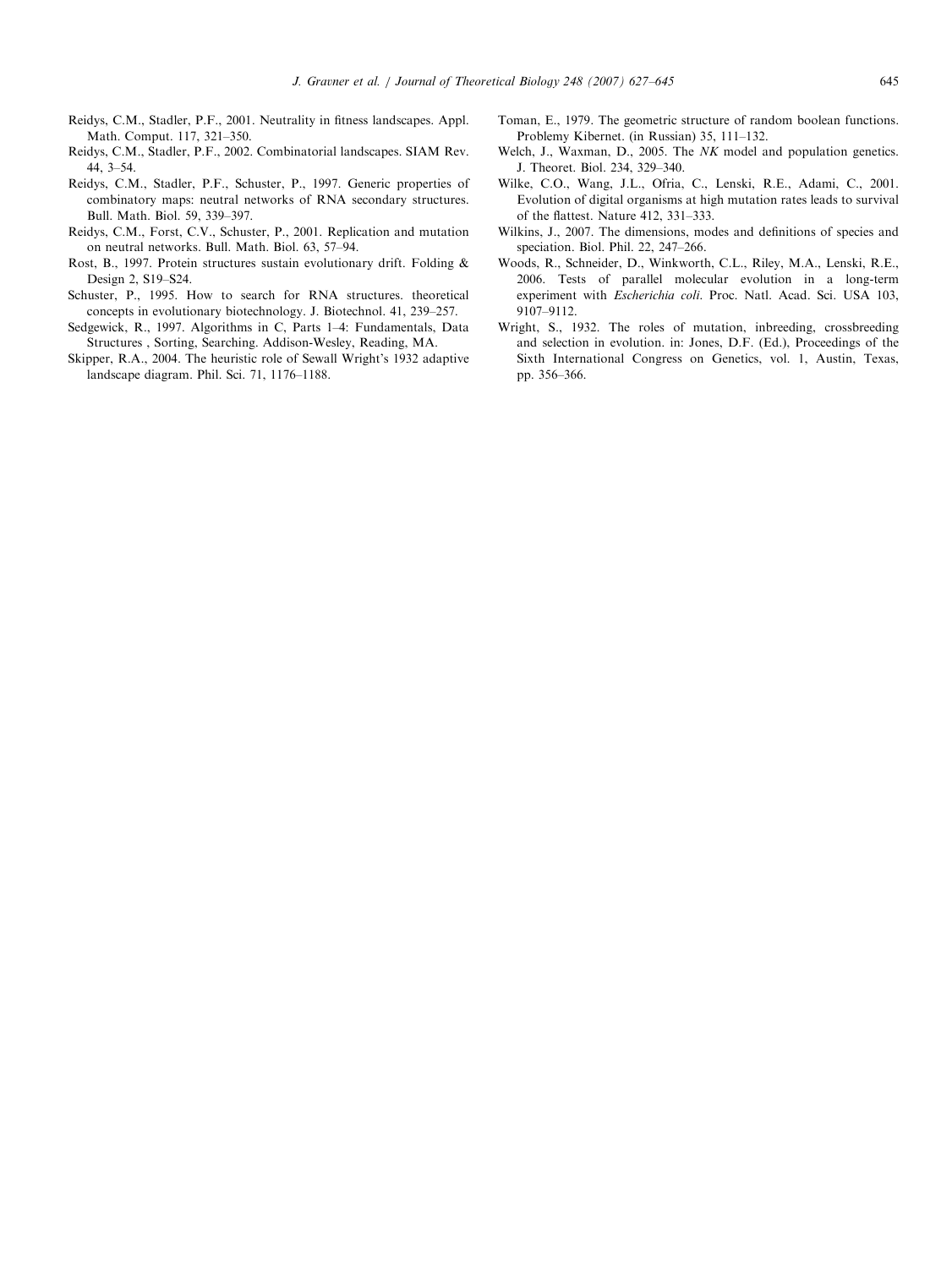Reidys, C.M., Stadler, P.F., 2001. Neutrality in fitness landscapes. Appl. Math. Comput. 117, 321–350.

Reidys, C.M., Stadler, P.F., 2002. Combinatorial landscapes. SIAM Rev. 44, 3–54.

Reidys, C.M., Stadler, P.F., Schuster, P., 1997. Generic properties of combinatory maps: neutral networks of RNA secondary structures. Bull. Math. Biol. 59, 339–397.

Reidys, C.M., Forst, C.V., Schuster, P., 2001. Replication and mutation on neutral networks. Bull. Math. Biol. 63, 57–94.

Rost, B., 1997. Protein structures sustain evolutionary drift. Folding & Design 2, S19–S24.

Schuster, P., 1995. How to search for RNA structures. theoretical concepts in evolutionary biotechnology. J. Biotechnol. 41, 239–257.

Sedgewick, R., 1997. Algorithms in C, Parts 1–4: Fundamentals, Data Structures , Sorting, Searching. Addison-Wesley, Reading, MA.

Skipper, R.A., 2004. The heuristic role of Sewall Wright's 1932 adaptive landscape diagram. Phil. Sci. 71, 1176–1188.

Toman, E., 1979. The geometric structure of random boolean functions. Problemy Kibernet. (in Russian) 35, 111–132.

Welch, J., Waxman, D., 2005. The *NK* model and population genetics. J. Theoret. Biol. 234, 329–340.

Wilke, C.O., Wang, J.L., Ofria, C., Lenski, R.E., Adami, C., 2001. Evolution of digital organisms at high mutation rates leads to survival of the flattest. Nature 412, 331–333.

Wilkins, J., 2007. The dimensions, modes and definitions of species and speciation. Biol. Phil. 22, 247–266.

Woods, R., Schneider, D., Winkworth, C.L., Riley, M.A., Lenski, R.E., 2006. Tests of parallel molecular evolution in a long-term experiment with *Escherichia coli*. Proc. Natl. Acad. Sci. USA 103, 9107–9112.

Wright, S., 1932. The roles of mutation, inbreeding, crossbreeding and selection in evolution. in: Jones, D.F. (Ed.), Proceedings of the Sixth International Congress on Genetics, vol. 1, Austin, Texas, pp. 356–366.